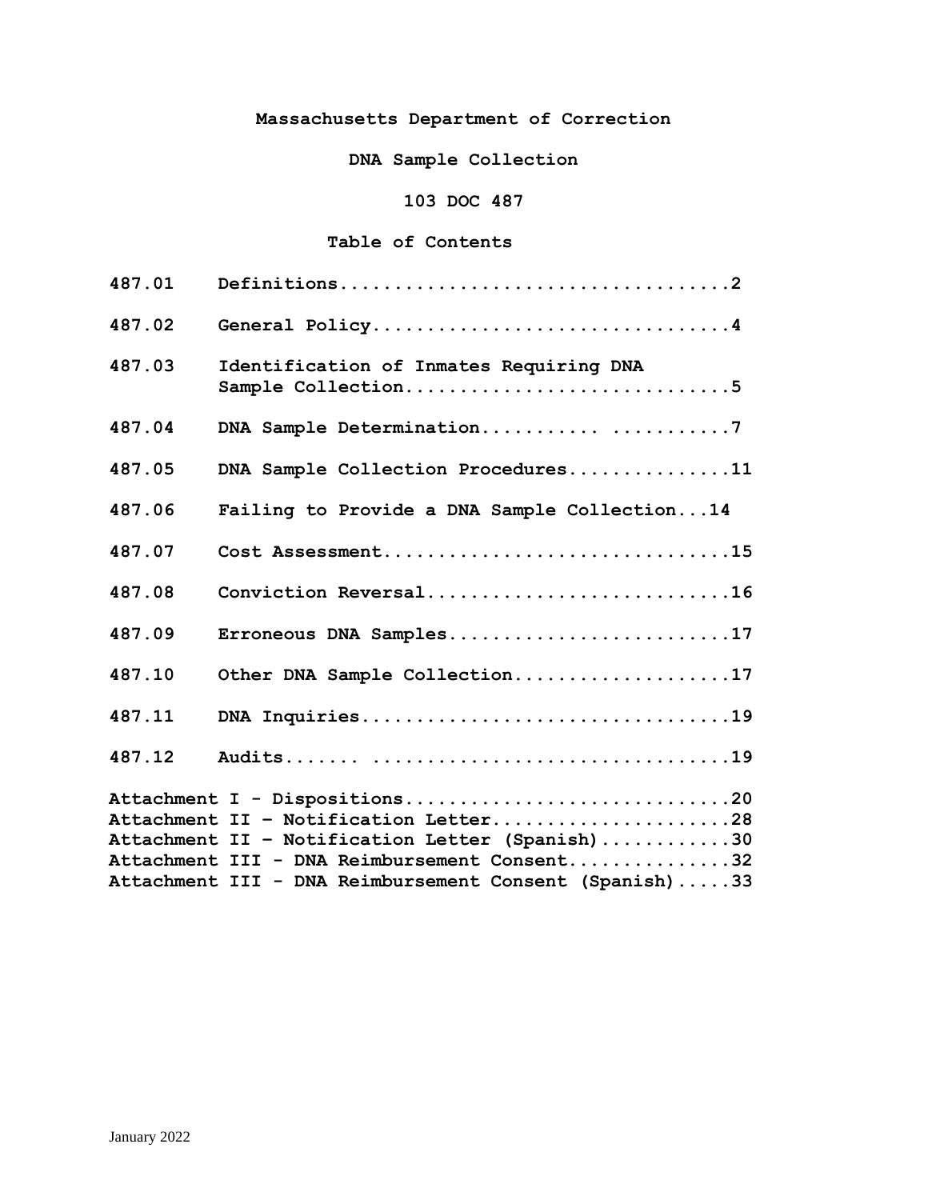# Massachusetts Department of Correction

## DNA Sample Collection

## 103 DOC 487

### Table of Contents

| | | |
|---|---|---|
| 487.01 | Definitions | 2 |
| 487.02 | General Policy | 4 |
| 487.03 | Identification of Inmates Requiring DNA Sample Collection | 5 |
| 487.04 | DNA Sample Determination | 7 |
| 487.05 | DNA Sample Collection Procedures | 11 |
| 487.06 | Failing to Provide a DNA Sample Collection | 14 |
| 487.07 | Cost Assessment | 15 |
| 487.08 | Conviction Reversal | 16 |
| 487.09 | Erroneous DNA Samples | 17 |
| 487.10 | Other DNA Sample Collection | 17 |
| 487.11 | DNA Inquiries | 19 |
| 487.12 | Audits | 19 |

Attachment I - Dispositions....................................20
Attachment II – Notification Letter............................28
Attachment II – Notification Letter (Spanish)..................30
Attachment III - DNA Reimbursement Consent.....................32
Attachment III - DNA Reimbursement Consent (Spanish)...........33

January 2022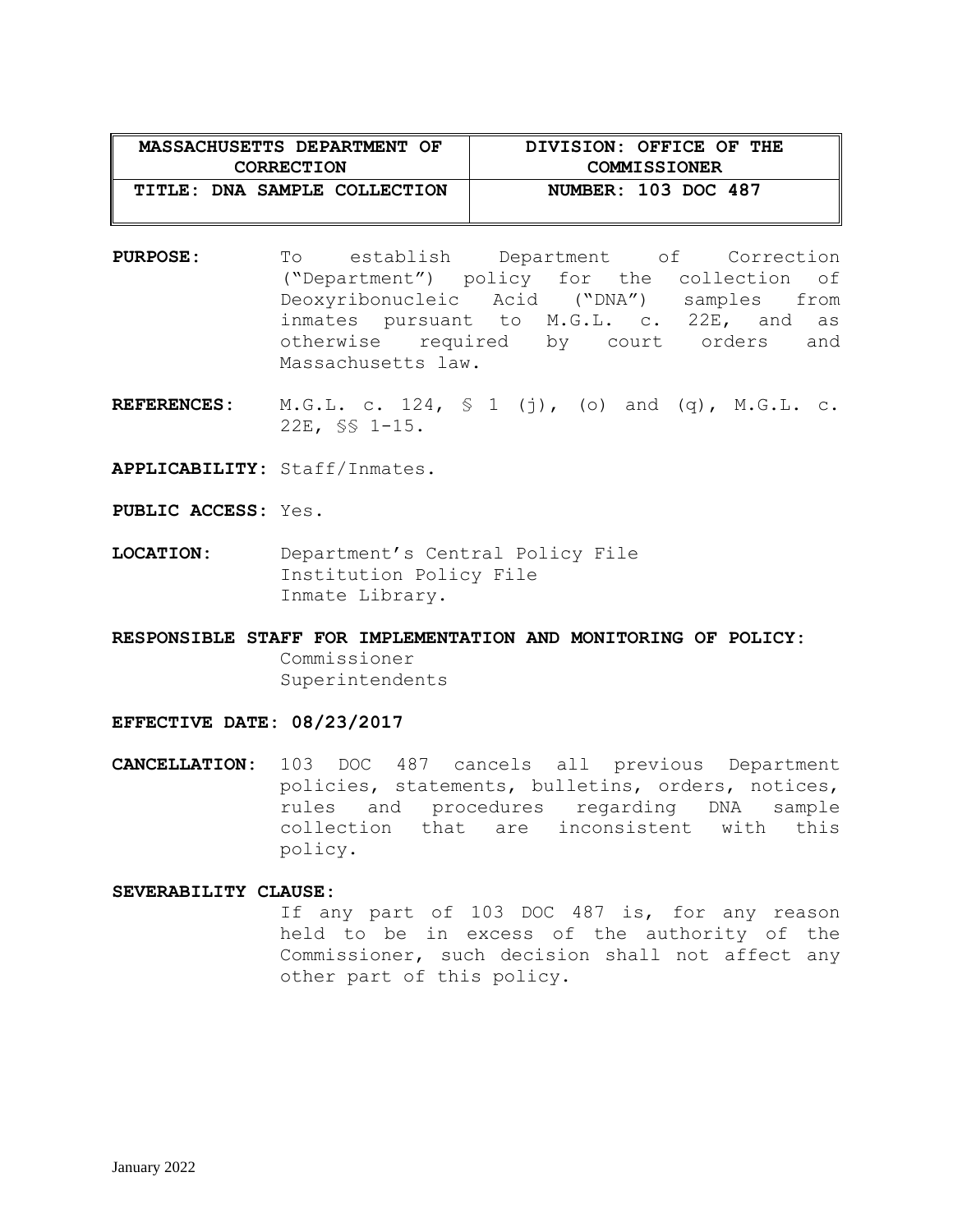| MASSACHUSETTS DEPARTMENT OF CORRECTION | DIVISION: OFFICE OF THE COMMISSIONER |
|---|---|
| TITLE: DNA SAMPLE COLLECTION | NUMBER: 103 DOC 487 |

**PURPOSE:** To establish Department of Correction ("Department") policy for the collection of Deoxyribonucleic Acid ("DNA") samples from inmates pursuant to M.G.L. c. 22E, and as otherwise required by court orders and Massachusetts law.

**REFERENCES:** M.G.L. c. 124, § 1 (j), (o) and (q), M.G.L. c. 22E, §§ 1-15.

**APPLICABILITY:** Staff/Inmates.

**PUBLIC ACCESS:** Yes.

**LOCATION:** Department's Central Policy File
Institution Policy File
Inmate Library.

**RESPONSIBLE STAFF FOR IMPLEMENTATION AND MONITORING OF POLICY:**
Commissioner
Superintendents

**EFFECTIVE DATE: 08/23/2017**

**CANCELLATION:** 103 DOC 487 cancels all previous Department policies, statements, bulletins, orders, notices, rules and procedures regarding DNA sample collection that are inconsistent with this policy.

**SEVERABILITY CLAUSE:**
If any part of 103 DOC 487 is, for any reason held to be in excess of the authority of the Commissioner, such decision shall not affect any other part of this policy.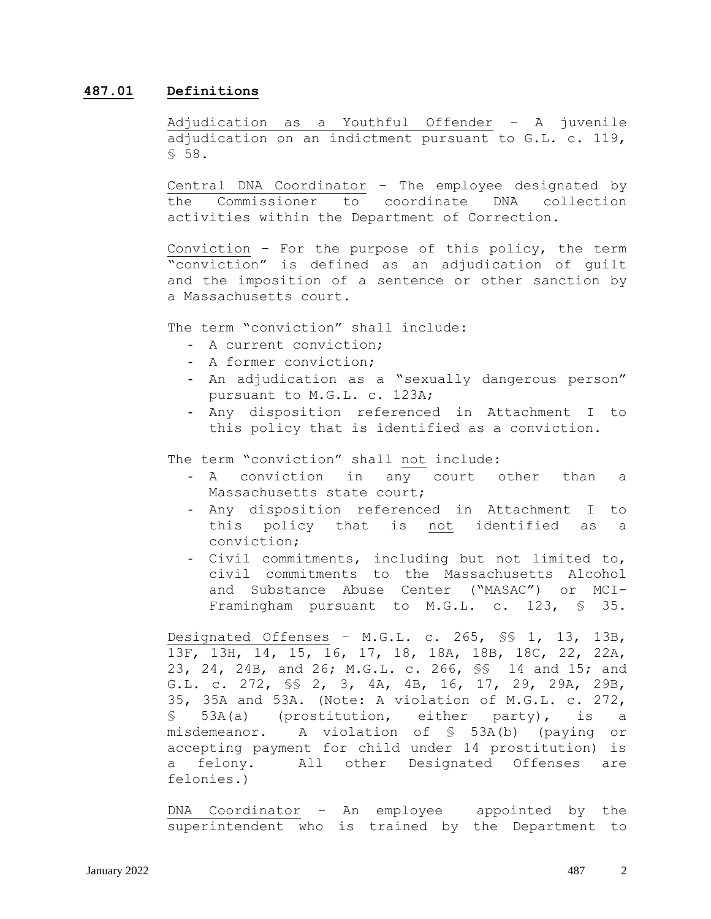## 487.01 Definitions

Adjudication as a Youthful Offender – A juvenile adjudication on an indictment pursuant to G.L. c. 119, § 58.

Central DNA Coordinator – The employee designated by the Commissioner to coordinate DNA collection activities within the Department of Correction.

Conviction – For the purpose of this policy, the term "conviction" is defined as an adjudication of guilt and the imposition of a sentence or other sanction by a Massachusetts court.

The term "conviction" shall include:

- A current conviction;
- A former conviction;
- An adjudication as a "sexually dangerous person" pursuant to M.G.L. c. 123A;
- Any disposition referenced in Attachment I to this policy that is identified as a conviction.

The term "conviction" shall not include:

- A conviction in any court other than a Massachusetts state court;
- Any disposition referenced in Attachment I to this policy that is not identified as a conviction;
- Civil commitments, including but not limited to, civil commitments to the Massachusetts Alcohol and Substance Abuse Center ("MASAC") or MCI-Framingham pursuant to M.G.L. c. 123, § 35.

Designated Offenses – M.G.L. c. 265, §§ 1, 13, 13B, 13F, 13H, 14, 15, 16, 17, 18, 18A, 18B, 18C, 22, 22A, 23, 24, 24B, and 26; M.G.L. c. 266, §§ 14 and 15; and G.L. c. 272, §§ 2, 3, 4A, 4B, 16, 17, 29, 29A, 29B, 35, 35A and 53A. (Note: A violation of M.G.L. c. 272, § 53A(a) (prostitution, either party), is a misdemeanor. A violation of § 53A(b) (paying or accepting payment for child under 14 prostitution) is a felony. All other Designated Offenses are felonies.)

DNA Coordinator – An employee appointed by the superintendent who is trained by the Department to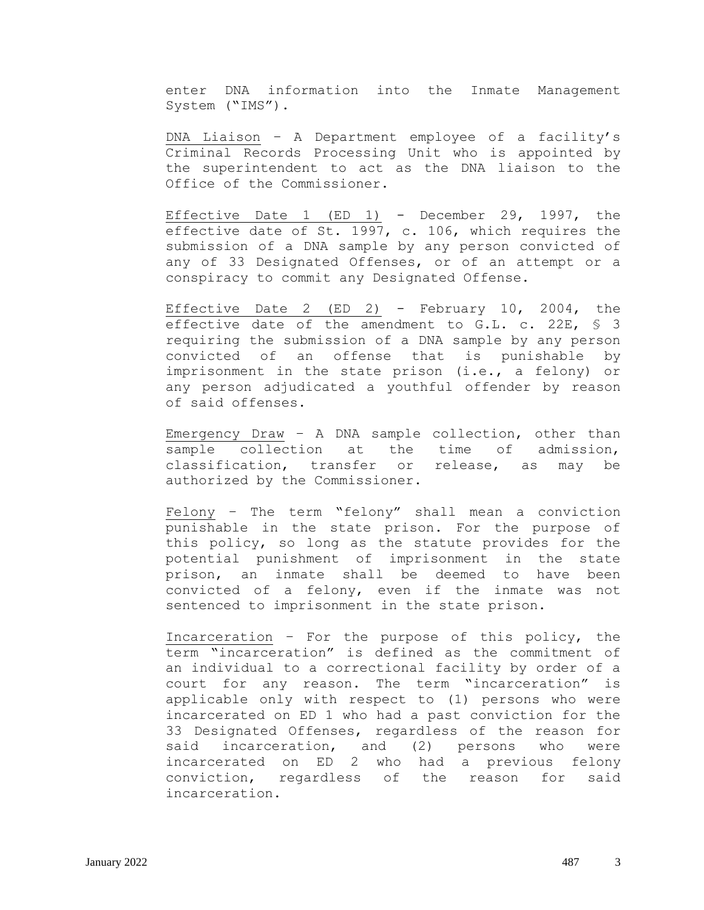enter DNA information into the Inmate Management System ("IMS").

<u>DNA Liaison</u> – A Department employee of a facility's Criminal Records Processing Unit who is appointed by the superintendent to act as the DNA liaison to the Office of the Commissioner.

<u>Effective Date 1 (ED 1)</u> - December 29, 1997, the effective date of St. 1997, c. 106, which requires the submission of a DNA sample by any person convicted of any of 33 Designated Offenses, or of an attempt or a conspiracy to commit any Designated Offense.

<u>Effective Date 2 (ED 2)</u> - February 10, 2004, the effective date of the amendment to G.L. c. 22E, § 3 requiring the submission of a DNA sample by any person convicted of an offense that is punishable by imprisonment in the state prison (i.e., a felony) or any person adjudicated a youthful offender by reason of said offenses.

<u>Emergency Draw</u> – A DNA sample collection, other than sample collection at the time of admission, classification, transfer or release, as may be authorized by the Commissioner.

<u>Felony</u> – The term "felony" shall mean a conviction punishable in the state prison. For the purpose of this policy, so long as the statute provides for the potential punishment of imprisonment in the state prison, an inmate shall be deemed to have been convicted of a felony, even if the inmate was not sentenced to imprisonment in the state prison.

<u>Incarceration</u> – For the purpose of this policy, the term "incarceration" is defined as the commitment of an individual to a correctional facility by order of a court for any reason. The term "incarceration" is applicable only with respect to (1) persons who were incarcerated on ED 1 who had a past conviction for the 33 Designated Offenses, regardless of the reason for said incarceration, and (2) persons who were incarcerated on ED 2 who had a previous felony conviction, regardless of the reason for said incarceration.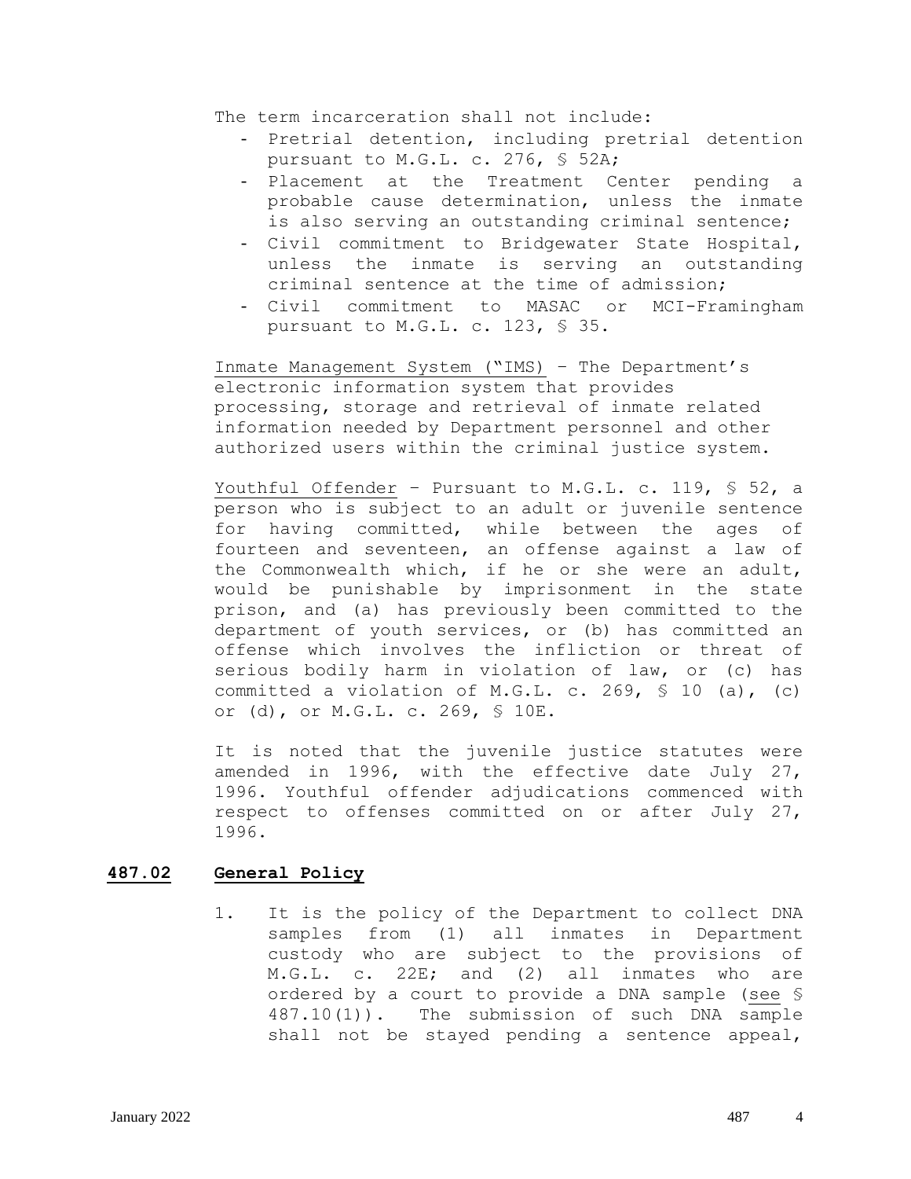The term incarceration shall not include:

- Pretrial detention, including pretrial detention pursuant to M.G.L. c. 276, § 52A;
- Placement at the Treatment Center pending a probable cause determination, unless the inmate is also serving an outstanding criminal sentence;
- Civil commitment to Bridgewater State Hospital, unless the inmate is serving an outstanding criminal sentence at the time of admission;
- Civil commitment to MASAC or MCI-Framingham pursuant to M.G.L. c. 123, § 35.

Inmate Management System ("IMS) – The Department's electronic information system that provides processing, storage and retrieval of inmate related information needed by Department personnel and other authorized users within the criminal justice system.

Youthful Offender – Pursuant to M.G.L. c. 119, § 52, a person who is subject to an adult or juvenile sentence for having committed, while between the ages of fourteen and seventeen, an offense against a law of the Commonwealth which, if he or she were an adult, would be punishable by imprisonment in the state prison, and (a) has previously been committed to the department of youth services, or (b) has committed an offense which involves the infliction or threat of serious bodily harm in violation of law, or (c) has committed a violation of M.G.L. c. 269, § 10 (a), (c) or (d), or M.G.L. c. 269, § 10E.

It is noted that the juvenile justice statutes were amended in 1996, with the effective date July 27, 1996. Youthful offender adjudications commenced with respect to offenses committed on or after July 27, 1996.

## 487.02 General Policy

1. It is the policy of the Department to collect DNA samples from (1) all inmates in Department custody who are subject to the provisions of M.G.L. c. 22E; and (2) all inmates who are ordered by a court to provide a DNA sample (see § 487.10(1)). The submission of such DNA sample shall not be stayed pending a sentence appeal,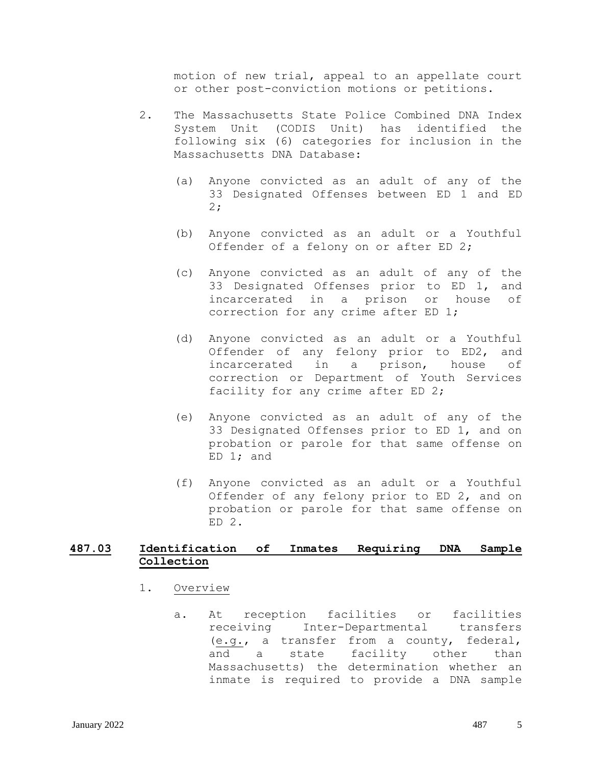motion of new trial, appeal to an appellate court or other post-conviction motions or petitions.

2. The Massachusetts State Police Combined DNA Index System Unit (CODIS Unit) has identified the following six (6) categories for inclusion in the Massachusetts DNA Database:

   (a) Anyone convicted as an adult of any of the 33 Designated Offenses between ED 1 and ED 2;

   (b) Anyone convicted as an adult or a Youthful Offender of a felony on or after ED 2;

   (c) Anyone convicted as an adult of any of the 33 Designated Offenses prior to ED 1, and incarcerated in a prison or house of correction for any crime after ED 1;

   (d) Anyone convicted as an adult or a Youthful Offender of any felony prior to ED2, and incarcerated in a prison, house of correction or Department of Youth Services facility for any crime after ED 2;

   (e) Anyone convicted as an adult of any of the 33 Designated Offenses prior to ED 1, and on probation or parole for that same offense on ED 1; and

   (f) Anyone convicted as an adult or a Youthful Offender of any felony prior to ED 2, and on probation or parole for that same offense on ED 2.

## 487.03 Identification of Inmates Requiring DNA Sample Collection

1. Overview

   a. At reception facilities or facilities receiving Inter-Departmental transfers (e.g., a transfer from a county, federal, and a state facility other than Massachusetts) the determination whether an inmate is required to provide a DNA sample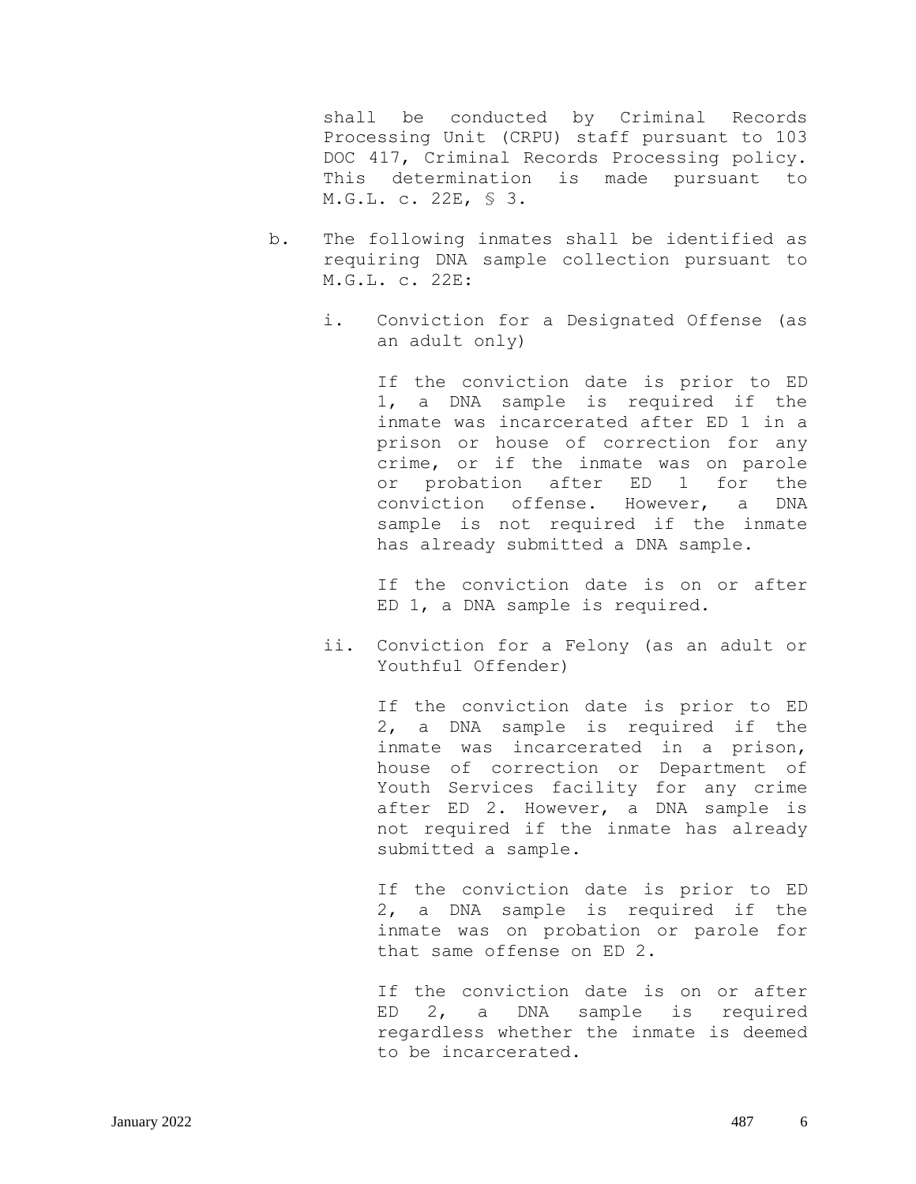shall be conducted by Criminal Records Processing Unit (CRPU) staff pursuant to 103 DOC 417, Criminal Records Processing policy. This determination is made pursuant to M.G.L. c. 22E, § 3.

b. The following inmates shall be identified as requiring DNA sample collection pursuant to M.G.L. c. 22E:

   i. Conviction for a Designated Offense (as an adult only)

      If the conviction date is prior to ED 1, a DNA sample is required if the inmate was incarcerated after ED 1 in a prison or house of correction for any crime, or if the inmate was on parole or probation after ED 1 for the conviction offense. However, a DNA sample is not required if the inmate has already submitted a DNA sample.

      If the conviction date is on or after ED 1, a DNA sample is required.

   ii. Conviction for a Felony (as an adult or Youthful Offender)

      If the conviction date is prior to ED 2, a DNA sample is required if the inmate was incarcerated in a prison, house of correction or Department of Youth Services facility for any crime after ED 2. However, a DNA sample is not required if the inmate has already submitted a sample.

      If the conviction date is prior to ED 2, a DNA sample is required if the inmate was on probation or parole for that same offense on ED 2.

      If the conviction date is on or after ED 2, a DNA sample is required regardless whether the inmate is deemed to be incarcerated.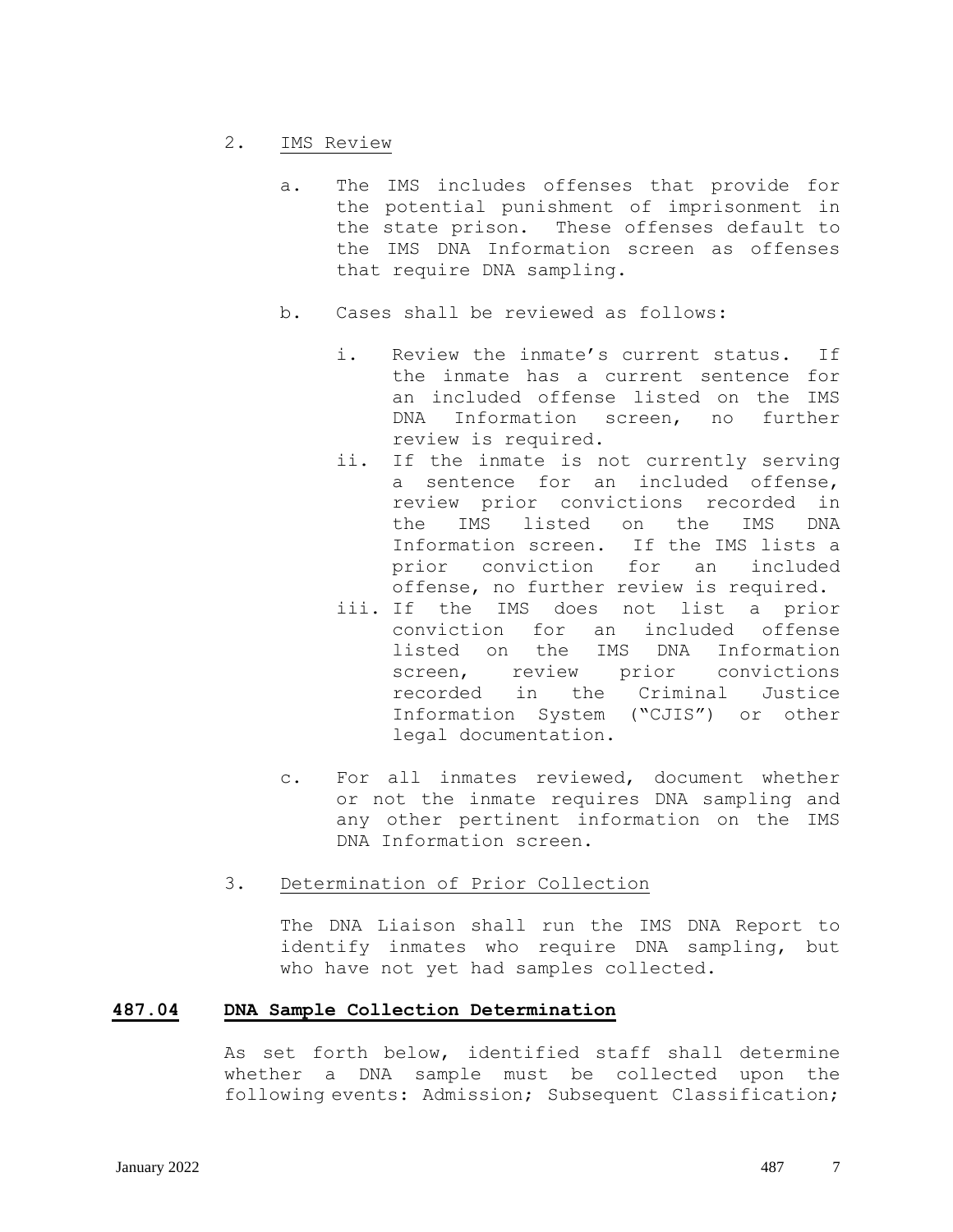2. IMS Review

   a. The IMS includes offenses that provide for the potential punishment of imprisonment in the state prison. These offenses default to the IMS DNA Information screen as offenses that require DNA sampling.

   b. Cases shall be reviewed as follows:

      i. Review the inmate's current status. If the inmate has a current sentence for an included offense listed on the IMS DNA Information screen, no further review is required.
      ii. If the inmate is not currently serving a sentence for an included offense, review prior convictions recorded in the IMS listed on the IMS DNA Information screen. If the IMS lists a prior conviction for an included offense, no further review is required.
      iii. If the IMS does not list a prior conviction for an included offense listed on the IMS DNA Information screen, review prior convictions recorded in the Criminal Justice Information System ("CJIS") or other legal documentation.

   c. For all inmates reviewed, document whether or not the inmate requires DNA sampling and any other pertinent information on the IMS DNA Information screen.

3. Determination of Prior Collection

   The DNA Liaison shall run the IMS DNA Report to identify inmates who require DNA sampling, but who have not yet had samples collected.

## 487.04 DNA Sample Collection Determination

As set forth below, identified staff shall determine whether a DNA sample must be collected upon the following events: Admission; Subsequent Classification;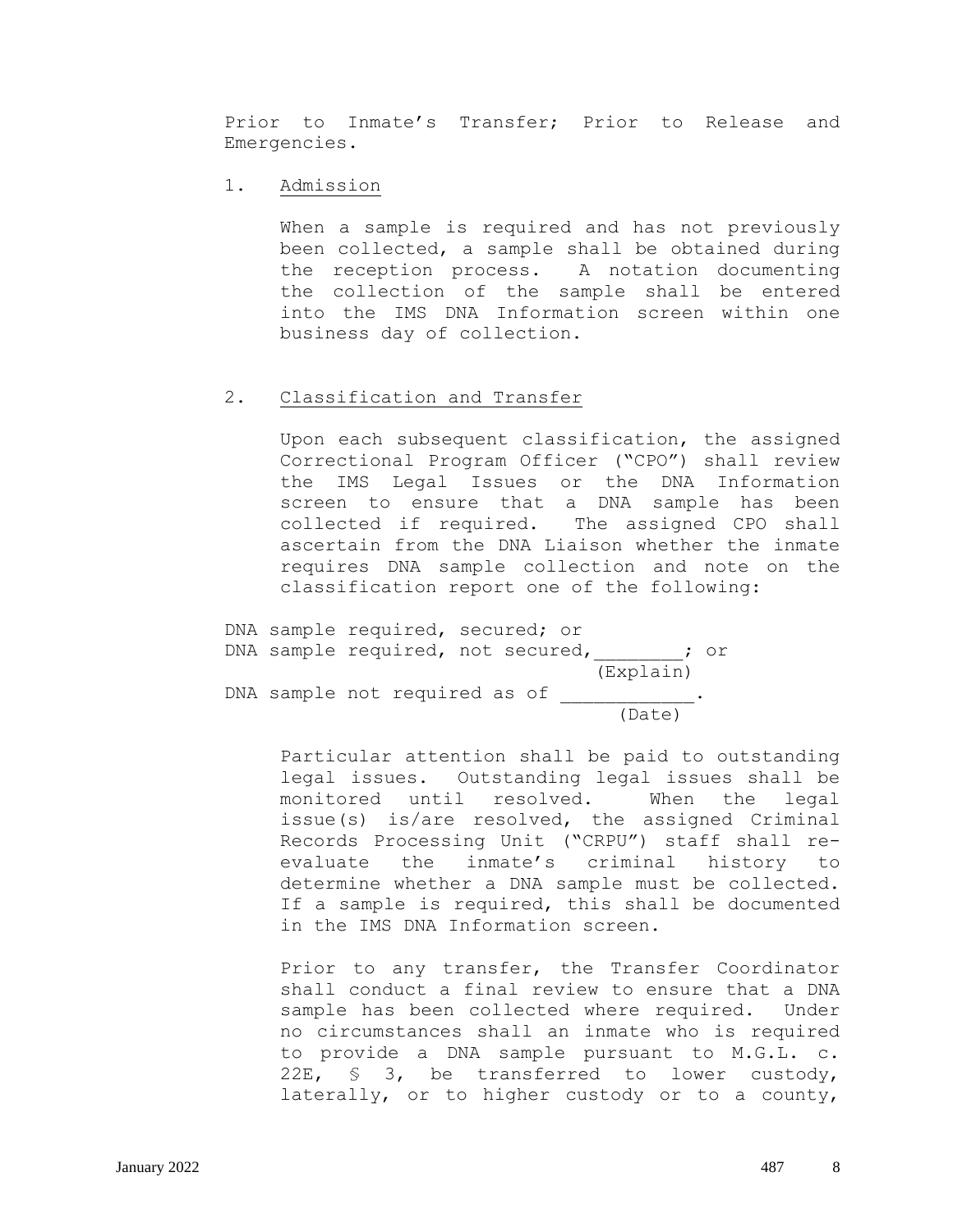Prior to Inmate's Transfer; Prior to Release and Emergencies.

1. <u>Admission</u>

   When a sample is required and has not previously been collected, a sample shall be obtained during the reception process. A notation documenting the collection of the sample shall be entered into the IMS DNA Information screen within one business day of collection.

2. <u>Classification and Transfer</u>

   Upon each subsequent classification, the assigned Correctional Program Officer ("CPO") shall review the IMS Legal Issues or the DNA Information screen to ensure that a DNA sample has been collected if required. The assigned CPO shall ascertain from the DNA Liaison whether the inmate requires DNA sample collection and note on the classification report one of the following:

DNA sample required, secured; or
DNA sample required, not secured,________; or
(Explain)
DNA sample not required as of ____________.
(Date)

   Particular attention shall be paid to outstanding legal issues. Outstanding legal issues shall be monitored until resolved. When the legal issue(s) is/are resolved, the assigned Criminal Records Processing Unit ("CRPU") staff shall re-evaluate the inmate's criminal history to determine whether a DNA sample must be collected. If a sample is required, this shall be documented in the IMS DNA Information screen.

   Prior to any transfer, the Transfer Coordinator shall conduct a final review to ensure that a DNA sample has been collected where required. Under no circumstances shall an inmate who is required to provide a DNA sample pursuant to M.G.L. c. 22E, § 3, be transferred to lower custody, laterally, or to higher custody or to a county,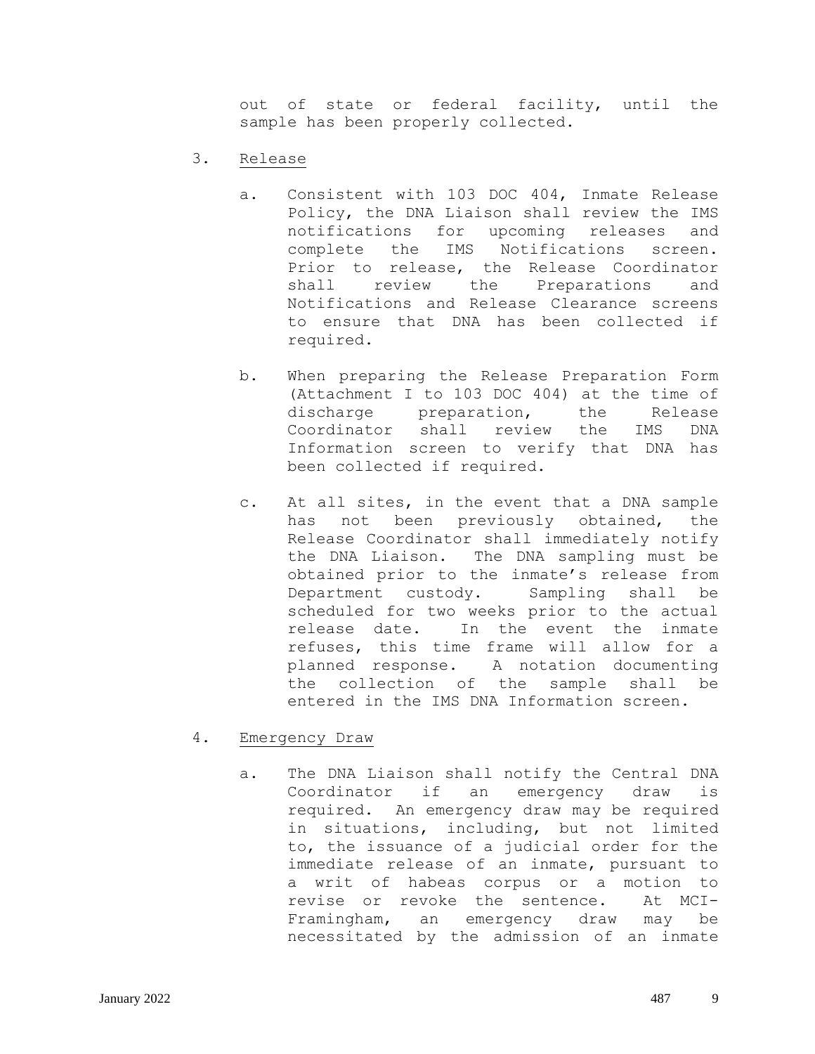out of state or federal facility, until the sample has been properly collected.

3. Release

   a. Consistent with 103 DOC 404, Inmate Release Policy, the DNA Liaison shall review the IMS notifications for upcoming releases and complete the IMS Notifications screen. Prior to release, the Release Coordinator shall review the Preparations and Notifications and Release Clearance screens to ensure that DNA has been collected if required.

   b. When preparing the Release Preparation Form (Attachment I to 103 DOC 404) at the time of discharge preparation, the Release Coordinator shall review the IMS DNA Information screen to verify that DNA has been collected if required.

   c. At all sites, in the event that a DNA sample has not been previously obtained, the Release Coordinator shall immediately notify the DNA Liaison. The DNA sampling must be obtained prior to the inmate's release from Department custody. Sampling shall be scheduled for two weeks prior to the actual release date. In the event the inmate refuses, this time frame will allow for a planned response. A notation documenting the collection of the sample shall be entered in the IMS DNA Information screen.

4. Emergency Draw

   a. The DNA Liaison shall notify the Central DNA Coordinator if an emergency draw is required. An emergency draw may be required in situations, including, but not limited to, the issuance of a judicial order for the immediate release of an inmate, pursuant to a writ of habeas corpus or a motion to revise or revoke the sentence. At MCI-Framingham, an emergency draw may be necessitated by the admission of an inmate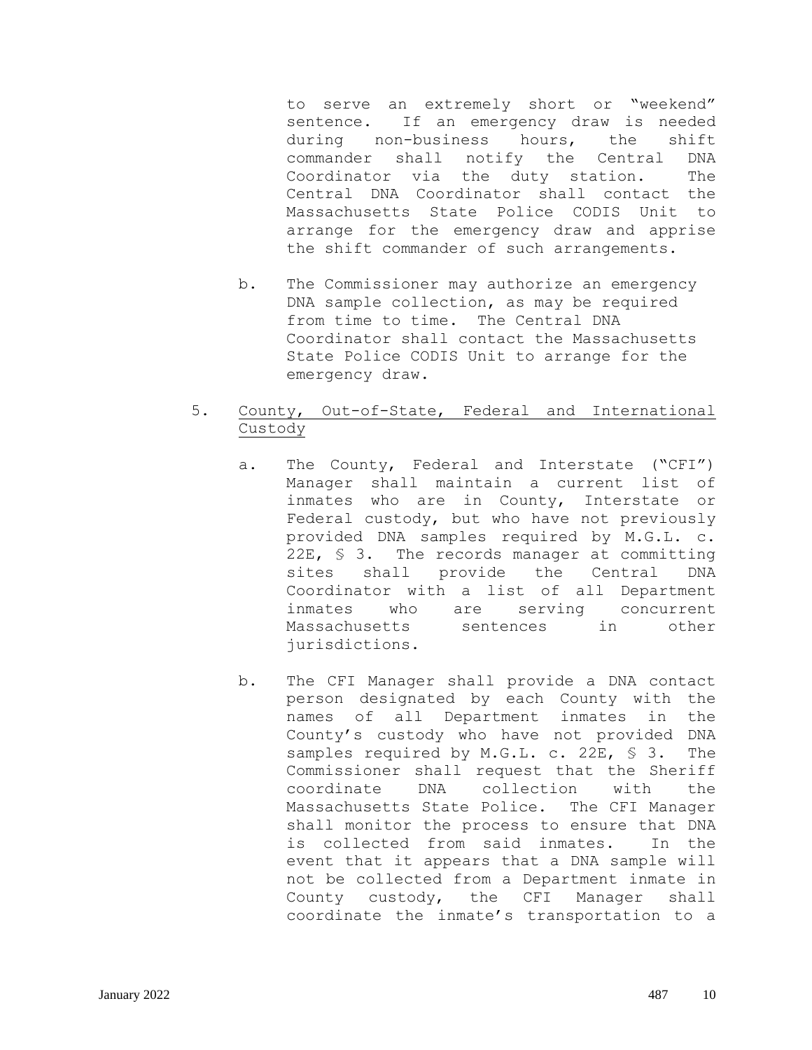to serve an extremely short or "weekend" sentence. If an emergency draw is needed during non-business hours, the shift commander shall notify the Central DNA Coordinator via the duty station. The Central DNA Coordinator shall contact the Massachusetts State Police CODIS Unit to arrange for the emergency draw and apprise the shift commander of such arrangements.

b. The Commissioner may authorize an emergency DNA sample collection, as may be required from time to time. The Central DNA Coordinator shall contact the Massachusetts State Police CODIS Unit to arrange for the emergency draw.

5. <u>County, Out-of-State, Federal and International Custody</u>

a. The County, Federal and Interstate ("CFI") Manager shall maintain a current list of inmates who are in County, Interstate or Federal custody, but who have not previously provided DNA samples required by M.G.L. c. 22E, § 3. The records manager at committing sites shall provide the Central DNA Coordinator with a list of all Department inmates who are serving concurrent Massachusetts sentences in other jurisdictions.

b. The CFI Manager shall provide a DNA contact person designated by each County with the names of all Department inmates in the County's custody who have not provided DNA samples required by M.G.L. c. 22E, § 3. The Commissioner shall request that the Sheriff coordinate DNA collection with the Massachusetts State Police. The CFI Manager shall monitor the process to ensure that DNA is collected from said inmates. In the event that it appears that a DNA sample will not be collected from a Department inmate in County custody, the CFI Manager shall coordinate the inmate's transportation to a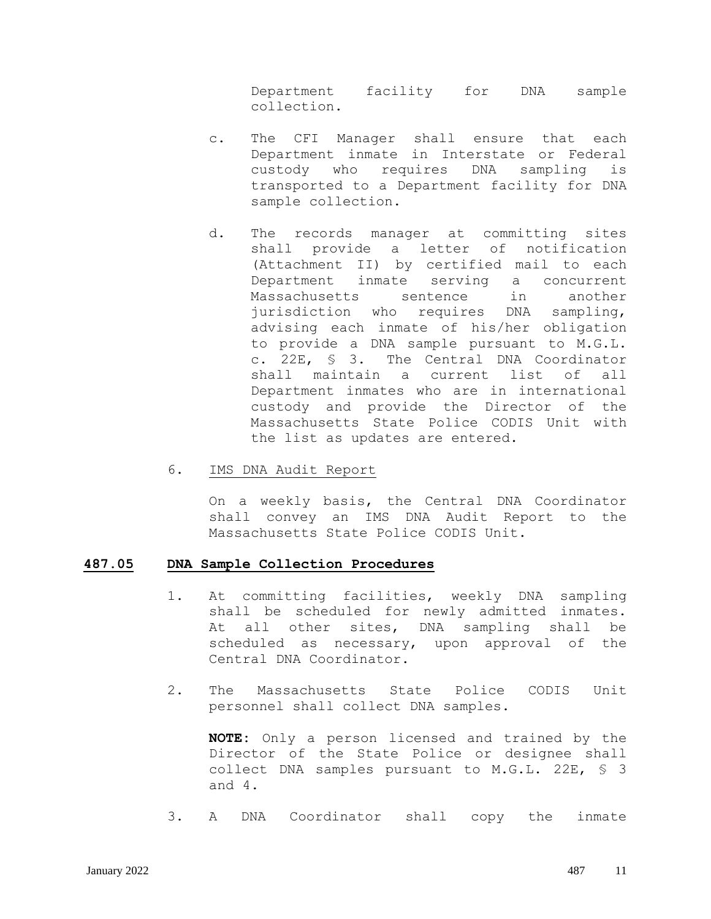Department facility for DNA sample collection.

c. The CFI Manager shall ensure that each Department inmate in Interstate or Federal custody who requires DNA sampling is transported to a Department facility for DNA sample collection.

d. The records manager at committing sites shall provide a letter of notification (Attachment II) by certified mail to each Department inmate serving a concurrent Massachusetts sentence in another jurisdiction who requires DNA sampling, advising each inmate of his/her obligation to provide a DNA sample pursuant to M.G.L. c. 22E, § 3. The Central DNA Coordinator shall maintain a current list of all Department inmates who are in international custody and provide the Director of the Massachusetts State Police CODIS Unit with the list as updates are entered.

6. IMS DNA Audit Report

On a weekly basis, the Central DNA Coordinator shall convey an IMS DNA Audit Report to the Massachusetts State Police CODIS Unit.

## 487.05 DNA Sample Collection Procedures

1. At committing facilities, weekly DNA sampling shall be scheduled for newly admitted inmates. At all other sites, DNA sampling shall be scheduled as necessary, upon approval of the Central DNA Coordinator.

2. The Massachusetts State Police CODIS Unit personnel shall collect DNA samples.

**NOTE:** Only a person licensed and trained by the Director of the State Police or designee shall collect DNA samples pursuant to M.G.L. 22E, § 3 and 4.

3. A DNA Coordinator shall copy the inmate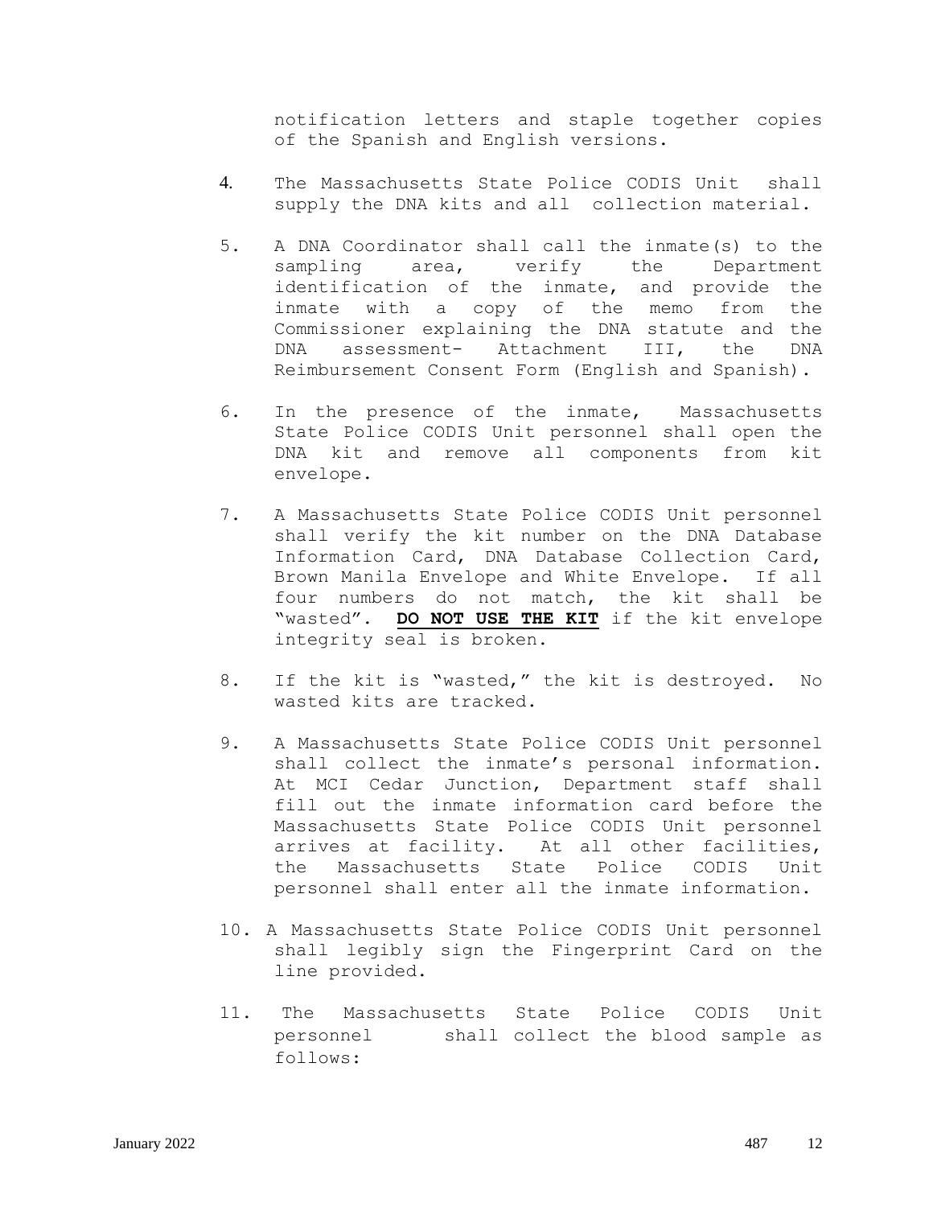notification letters and staple together copies of the Spanish and English versions.

4. The Massachusetts State Police CODIS Unit shall supply the DNA kits and all collection material.

5. A DNA Coordinator shall call the inmate(s) to the sampling area, verify the Department identification of the inmate, and provide the inmate with a copy of the memo from the Commissioner explaining the DNA statute and the DNA assessment- Attachment III, the DNA Reimbursement Consent Form (English and Spanish).

6. In the presence of the inmate, Massachusetts State Police CODIS Unit personnel shall open the DNA kit and remove all components from kit envelope.

7. A Massachusetts State Police CODIS Unit personnel shall verify the kit number on the DNA Database Information Card, DNA Database Collection Card, Brown Manila Envelope and White Envelope. If all four numbers do not match, the kit shall be "wasted". **<u>DO NOT USE THE KIT</u>** if the kit envelope integrity seal is broken.

8. If the kit is "wasted," the kit is destroyed. No wasted kits are tracked.

9. A Massachusetts State Police CODIS Unit personnel shall collect the inmate's personal information. At MCI Cedar Junction, Department staff shall fill out the inmate information card before the Massachusetts State Police CODIS Unit personnel arrives at facility. At all other facilities, the Massachusetts State Police CODIS Unit personnel shall enter all the inmate information.

10. A Massachusetts State Police CODIS Unit personnel shall legibly sign the Fingerprint Card on the line provided.

11. The Massachusetts State Police CODIS Unit personnel shall collect the blood sample as follows: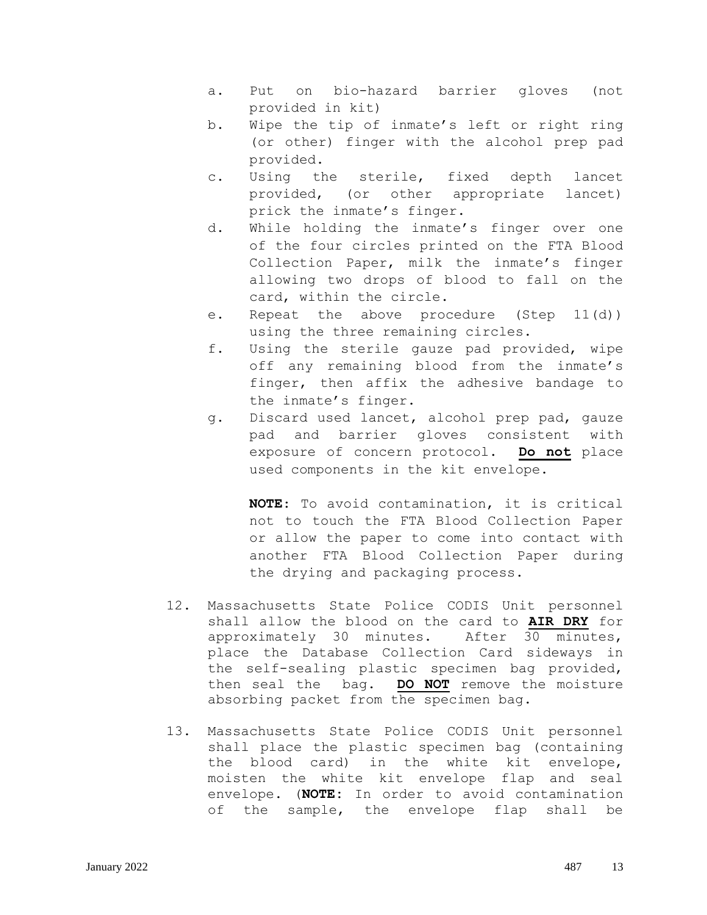a. Put on bio-hazard barrier gloves (not provided in kit)
b. Wipe the tip of inmate's left or right ring (or other) finger with the alcohol prep pad provided.
c. Using the sterile, fixed depth lancet provided, (or other appropriate lancet) prick the inmate's finger.
d. While holding the inmate's finger over one of the four circles printed on the FTA Blood Collection Paper, milk the inmate's finger allowing two drops of blood to fall on the card, within the circle.
e. Repeat the above procedure (Step 11(d)) using the three remaining circles.
f. Using the sterile gauze pad provided, wipe off any remaining blood from the inmate's finger, then affix the adhesive bandage to the inmate's finger.
g. Discard used lancet, alcohol prep pad, gauze pad and barrier gloves consistent with exposure of concern protocol. **Do not** place used components in the kit envelope.

   **NOTE:** To avoid contamination, it is critical not to touch the FTA Blood Collection Paper or allow the paper to come into contact with another FTA Blood Collection Paper during the drying and packaging process.

12. Massachusetts State Police CODIS Unit personnel shall allow the blood on the card to **AIR DRY** for approximately 30 minutes. After 30 minutes, place the Database Collection Card sideways in the self-sealing plastic specimen bag provided, then seal the bag. **DO NOT** remove the moisture absorbing packet from the specimen bag.

13. Massachusetts State Police CODIS Unit personnel shall place the plastic specimen bag (containing the blood card) in the white kit envelope, moisten the white kit envelope flap and seal envelope. (**NOTE:** In order to avoid contamination of the sample, the envelope flap shall be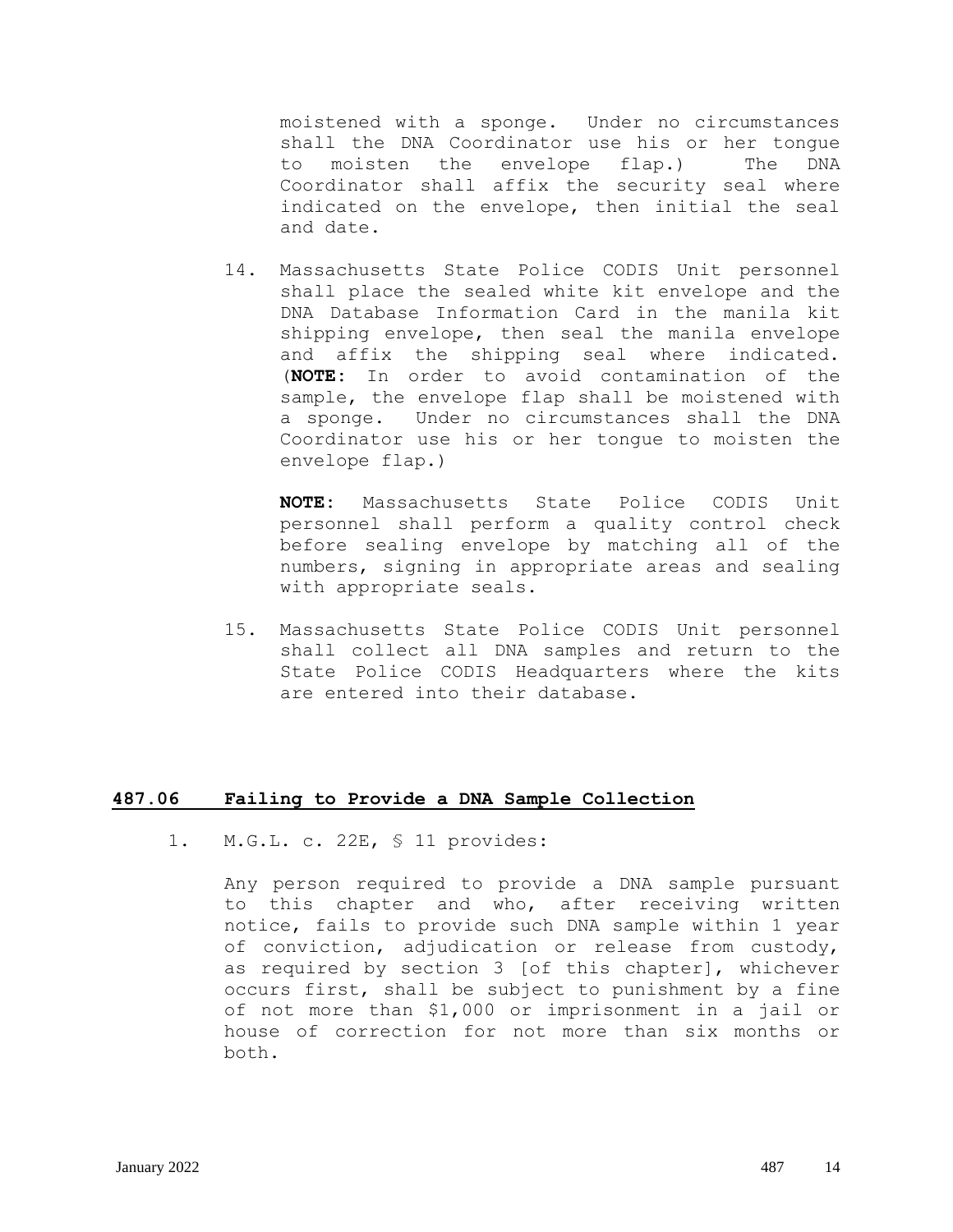moistened with a sponge. Under no circumstances shall the DNA Coordinator use his or her tongue to moisten the envelope flap.) The DNA Coordinator shall affix the security seal where indicated on the envelope, then initial the seal and date.

14. Massachusetts State Police CODIS Unit personnel shall place the sealed white kit envelope and the DNA Database Information Card in the manila kit shipping envelope, then seal the manila envelope and affix the shipping seal where indicated. (**NOTE**: In order to avoid contamination of the sample, the envelope flap shall be moistened with a sponge. Under no circumstances shall the DNA Coordinator use his or her tongue to moisten the envelope flap.)

    **NOTE**: Massachusetts State Police CODIS Unit personnel shall perform a quality control check before sealing envelope by matching all of the numbers, signing in appropriate areas and sealing with appropriate seals.

15. Massachusetts State Police CODIS Unit personnel shall collect all DNA samples and return to the State Police CODIS Headquarters where the kits are entered into their database.

## 487.06 Failing to Provide a DNA Sample Collection

1. M.G.L. c. 22E, § 11 provides:

   Any person required to provide a DNA sample pursuant to this chapter and who, after receiving written notice, fails to provide such DNA sample within 1 year of conviction, adjudication or release from custody, as required by section 3 [of this chapter], whichever occurs first, shall be subject to punishment by a fine of not more than $1,000 or imprisonment in a jail or house of correction for not more than six months or both.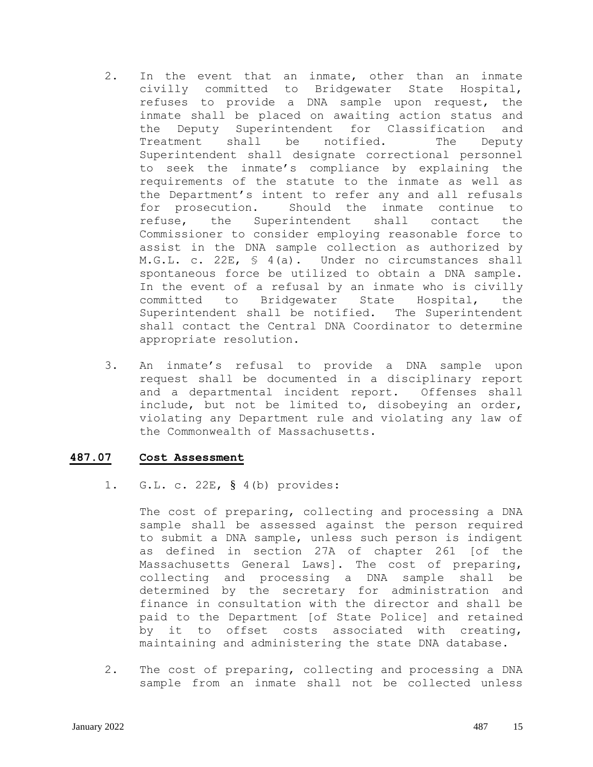2. In the event that an inmate, other than an inmate civilly committed to Bridgewater State Hospital, refuses to provide a DNA sample upon request, the inmate shall be placed on awaiting action status and the Deputy Superintendent for Classification and Treatment shall be notified. The Deputy Superintendent shall designate correctional personnel to seek the inmate's compliance by explaining the requirements of the statute to the inmate as well as the Department's intent to refer any and all refusals for prosecution. Should the inmate continue to refuse, the Superintendent shall contact the Commissioner to consider employing reasonable force to assist in the DNA sample collection as authorized by M.G.L. c. 22E, § 4(a). Under no circumstances shall spontaneous force be utilized to obtain a DNA sample. In the event of a refusal by an inmate who is civilly committed to Bridgewater State Hospital, the Superintendent shall be notified. The Superintendent shall contact the Central DNA Coordinator to determine appropriate resolution.

3. An inmate's refusal to provide a DNA sample upon request shall be documented in a disciplinary report and a departmental incident report. Offenses shall include, but not be limited to, disobeying an order, violating any Department rule and violating any law of the Commonwealth of Massachusetts.

## 487.07 Cost Assessment

1. G.L. c. 22E, § 4(b) provides:

   The cost of preparing, collecting and processing a DNA sample shall be assessed against the person required to submit a DNA sample, unless such person is indigent as defined in section 27A of chapter 261 [of the Massachusetts General Laws]. The cost of preparing, collecting and processing a DNA sample shall be determined by the secretary for administration and finance in consultation with the director and shall be paid to the Department [of State Police] and retained by it to offset costs associated with creating, maintaining and administering the state DNA database.

2. The cost of preparing, collecting and processing a DNA sample from an inmate shall not be collected unless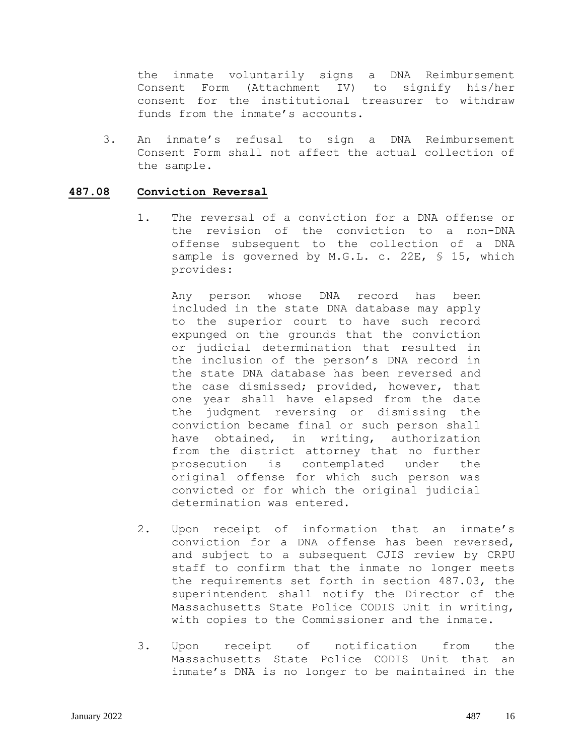the inmate voluntarily signs a DNA Reimbursement Consent Form (Attachment IV) to signify his/her consent for the institutional treasurer to withdraw funds from the inmate's accounts.

3. An inmate's refusal to sign a DNA Reimbursement Consent Form shall not affect the actual collection of the sample.

## 487.08 Conviction Reversal

1. The reversal of a conviction for a DNA offense or the revision of the conviction to a non-DNA offense subsequent to the collection of a DNA sample is governed by M.G.L. c. 22E, § 15, which provides:

   > Any person whose DNA record has been included in the state DNA database may apply to the superior court to have such record expunged on the grounds that the conviction or judicial determination that resulted in the inclusion of the person's DNA record in the state DNA database has been reversed and the case dismissed; provided, however, that one year shall have elapsed from the date the judgment reversing or dismissing the conviction became final or such person shall have obtained, in writing, authorization from the district attorney that no further prosecution is contemplated under the original offense for which such person was convicted or for which the original judicial determination was entered.

2. Upon receipt of information that an inmate's conviction for a DNA offense has been reversed, and subject to a subsequent CJIS review by CRPU staff to confirm that the inmate no longer meets the requirements set forth in section 487.03, the superintendent shall notify the Director of the Massachusetts State Police CODIS Unit in writing, with copies to the Commissioner and the inmate.

3. Upon receipt of notification from the Massachusetts State Police CODIS Unit that an inmate's DNA is no longer to be maintained in the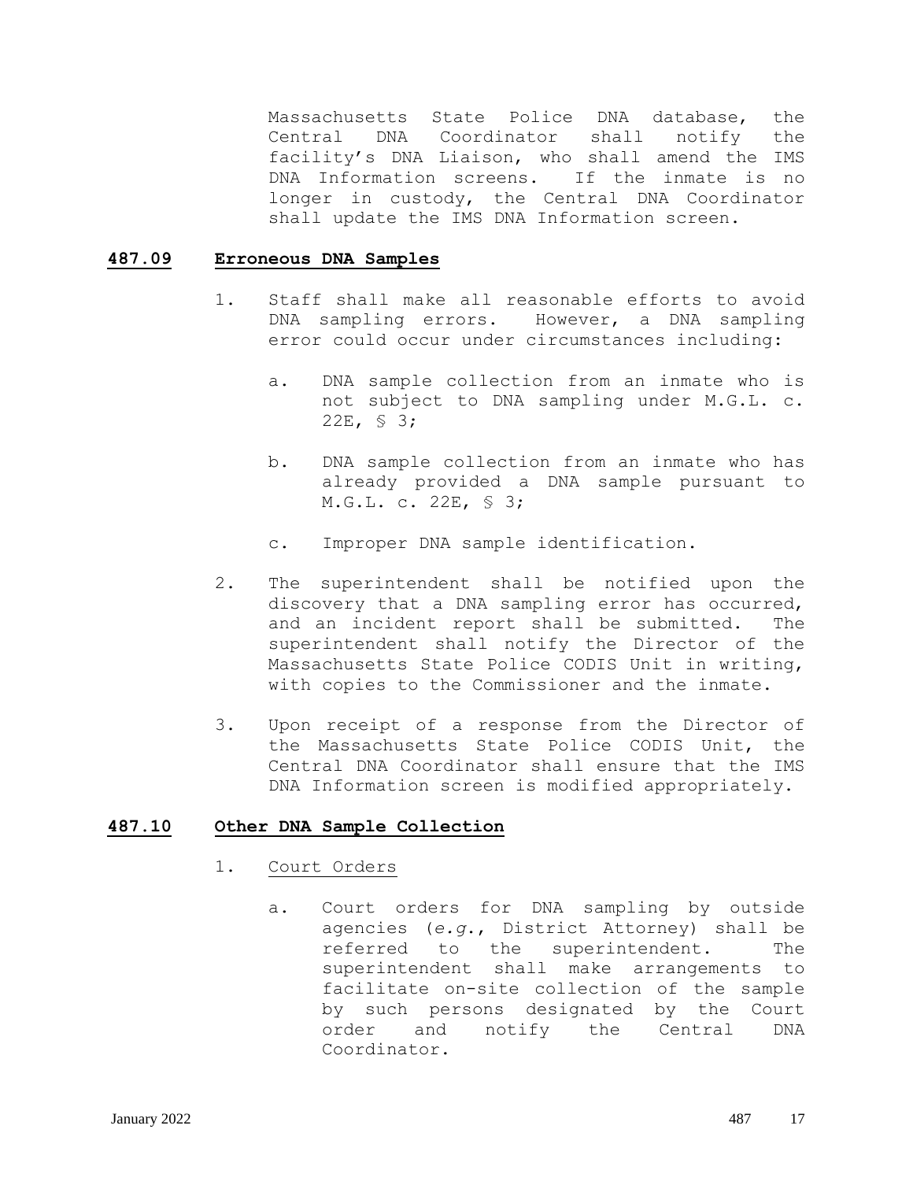Massachusetts State Police DNA database, the Central DNA Coordinator shall notify the facility's DNA Liaison, who shall amend the IMS DNA Information screens. If the inmate is no longer in custody, the Central DNA Coordinator shall update the IMS DNA Information screen.

## 487.09 Erroneous DNA Samples

1. Staff shall make all reasonable efforts to avoid DNA sampling errors. However, a DNA sampling error could occur under circumstances including:

   a. DNA sample collection from an inmate who is not subject to DNA sampling under M.G.L. c. 22E, § 3;

   b. DNA sample collection from an inmate who has already provided a DNA sample pursuant to M.G.L. c. 22E, § 3;

   c. Improper DNA sample identification.

2. The superintendent shall be notified upon the discovery that a DNA sampling error has occurred, and an incident report shall be submitted. The superintendent shall notify the Director of the Massachusetts State Police CODIS Unit in writing, with copies to the Commissioner and the inmate.

3. Upon receipt of a response from the Director of the Massachusetts State Police CODIS Unit, the Central DNA Coordinator shall ensure that the IMS DNA Information screen is modified appropriately.

## 487.10 Other DNA Sample Collection

1. Court Orders

   a. Court orders for DNA sampling by outside agencies (*e.g.*, District Attorney) shall be referred to the superintendent. The superintendent shall make arrangements to facilitate on-site collection of the sample by such persons designated by the Court order and notify the Central DNA Coordinator.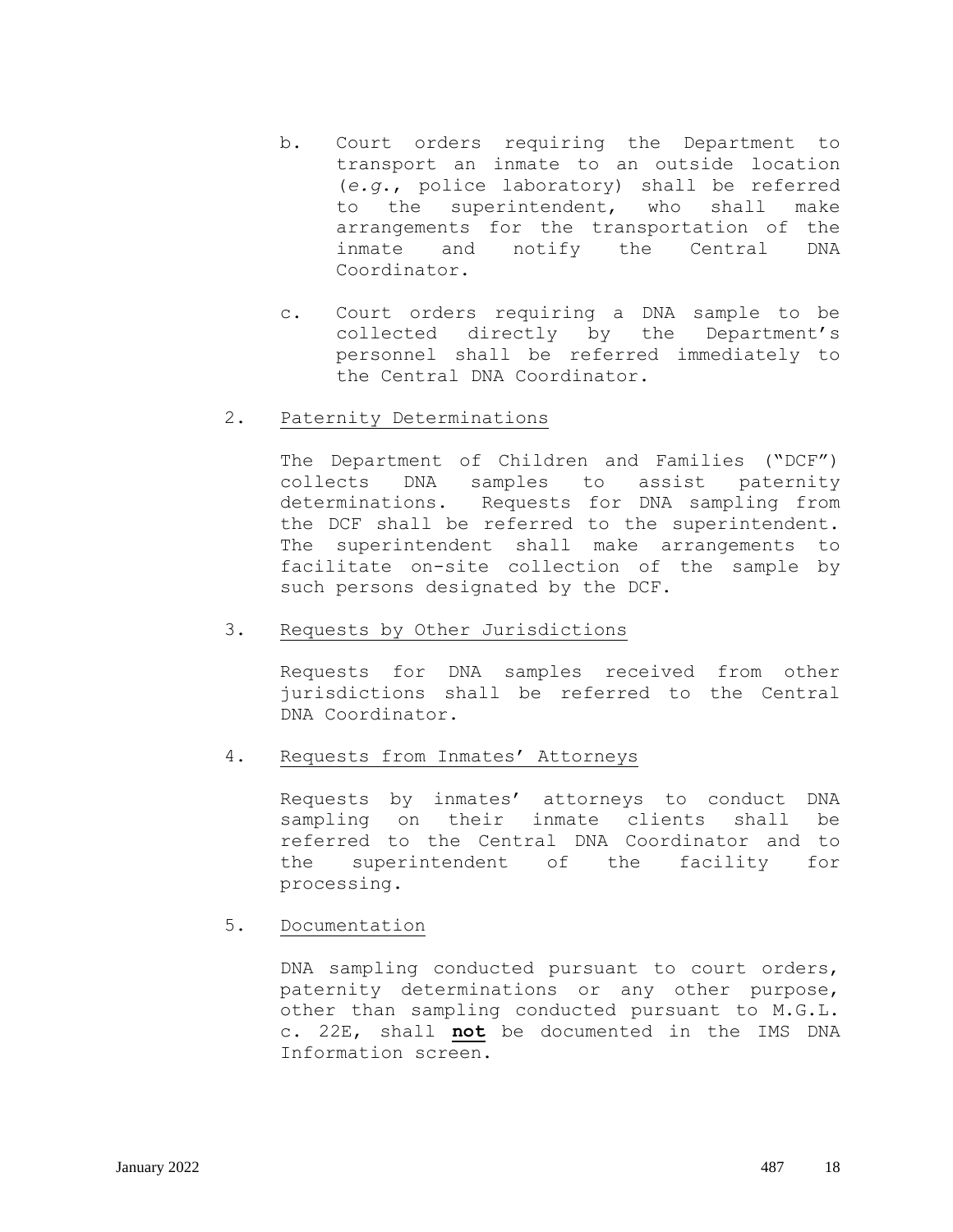b. Court orders requiring the Department to transport an inmate to an outside location (*e.g.*, police laboratory) shall be referred to the superintendent, who shall make arrangements for the transportation of the inmate and notify the Central DNA Coordinator.

c. Court orders requiring a DNA sample to be collected directly by the Department's personnel shall be referred immediately to the Central DNA Coordinator.

2. Paternity Determinations

   The Department of Children and Families ("DCF") collects DNA samples to assist paternity determinations. Requests for DNA sampling from the DCF shall be referred to the superintendent. The superintendent shall make arrangements to facilitate on-site collection of the sample by such persons designated by the DCF.

3. Requests by Other Jurisdictions

   Requests for DNA samples received from other jurisdictions shall be referred to the Central DNA Coordinator.

4. Requests from Inmates' Attorneys

   Requests by inmates' attorneys to conduct DNA sampling on their inmate clients shall be referred to the Central DNA Coordinator and to the superintendent of the facility for processing.

5. Documentation

   DNA sampling conducted pursuant to court orders, paternity determinations or any other purpose, other than sampling conducted pursuant to M.G.L. c. 22E, shall **not** be documented in the IMS DNA Information screen.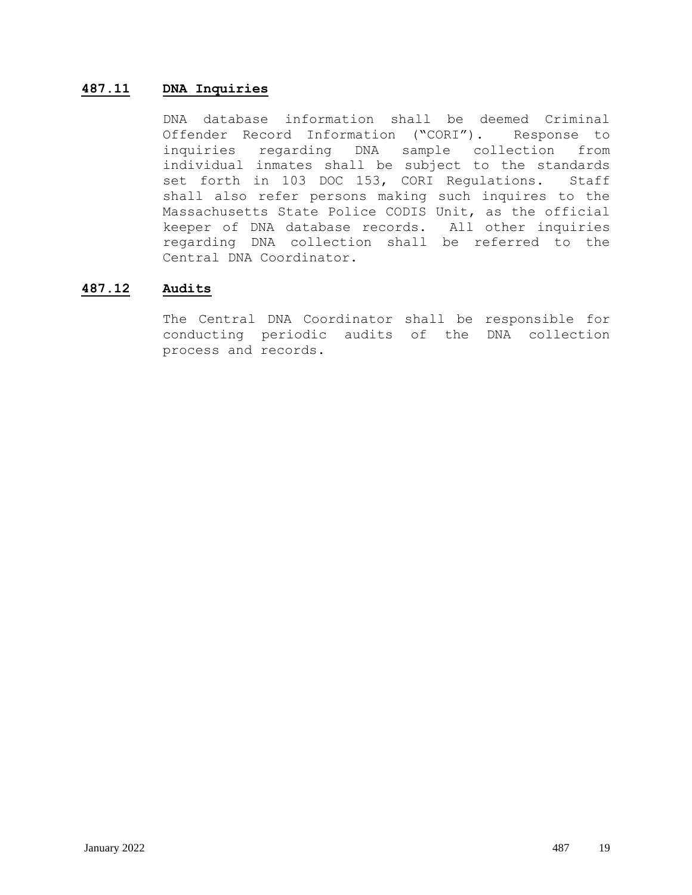## **487.11 DNA Inquiries**

DNA database information shall be deemed Criminal Offender Record Information ("CORI"). Response to inquiries regarding DNA sample collection from individual inmates shall be subject to the standards set forth in 103 DOC 153, CORI Regulations. Staff shall also refer persons making such inquires to the Massachusetts State Police CODIS Unit, as the official keeper of DNA database records. All other inquiries regarding DNA collection shall be referred to the Central DNA Coordinator.

## **487.12 Audits**

The Central DNA Coordinator shall be responsible for conducting periodic audits of the DNA collection process and records.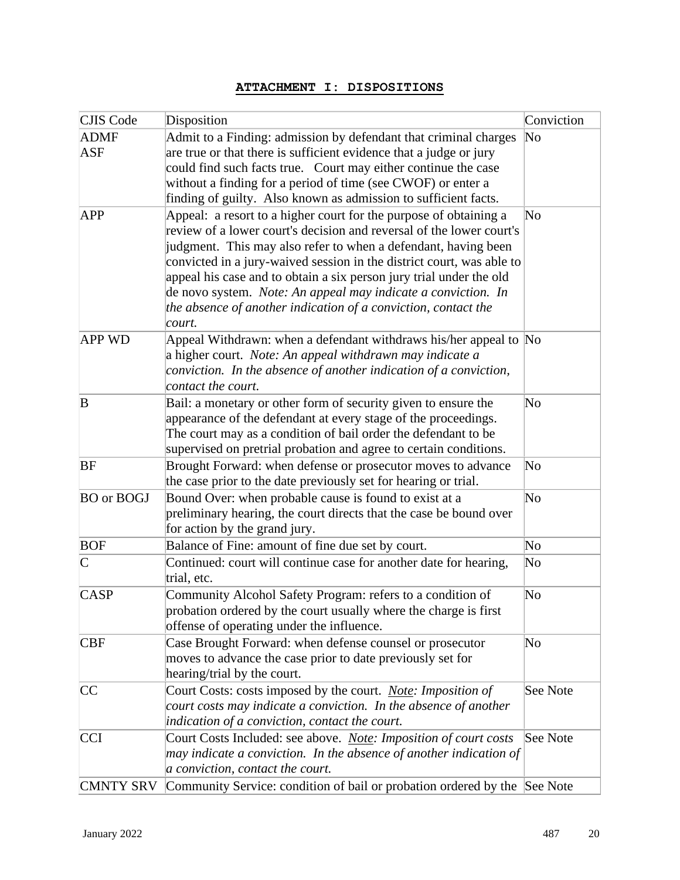## ATTACHMENT I: DISPOSITIONS

| CJIS Code | Disposition | Conviction |
|---|---|---|
| ADMF<br>ASF | Admit to a Finding: admission by defendant that criminal charges are true or that there is sufficient evidence that a judge or jury could find such facts true. Court may either continue the case without a finding for a period of time (see CWOF) or enter a finding of guilty. Also known as admission to sufficient facts. | No |
| APP | Appeal: a resort to a higher court for the purpose of obtaining a review of a lower court's decision and reversal of the lower court's judgment. This may also refer to when a defendant, having been convicted in a jury-waived session in the district court, was able to appeal his case and to obtain a six person jury trial under the old de novo system. *Note: An appeal may indicate a conviction. In the absence of another indication of a conviction, contact the court.* | No |
| APP WD | Appeal Withdrawn: when a defendant withdraws his/her appeal to a higher court. *Note: An appeal withdrawn may indicate a conviction. In the absence of another indication of a conviction, contact the court.* | No |
| B | Bail: a monetary or other form of security given to ensure the appearance of the defendant at every stage of the proceedings. The court may as a condition of bail order the defendant to be supervised on pretrial probation and agree to certain conditions. | No |
| BF | Brought Forward: when defense or prosecutor moves to advance the case prior to the date previously set for hearing or trial. | No |
| BO or BOGJ | Bound Over: when probable cause is found to exist at a preliminary hearing, the court directs that the case be bound over for action by the grand jury. | No |
| BOF | Balance of Fine: amount of fine due set by court. | No |
| C | Continued: court will continue case for another date for hearing, trial, etc. | No |
| CASP | Community Alcohol Safety Program: refers to a condition of probation ordered by the court usually where the charge is first offense of operating under the influence. | No |
| CBF | Case Brought Forward: when defense counsel or prosecutor moves to advance the case prior to date previously set for hearing/trial by the court. | No |
| CC | Court Costs: costs imposed by the court. *<u>Note</u>: Imposition of court costs may indicate a conviction. In the absence of another indication of a conviction, contact the court.* | See Note |
| CCI | Court Costs Included: see above. *<u>Note</u>: Imposition of court costs may indicate a conviction. In the absence of another indication of a conviction, contact the court.* | See Note |
| CMNTY SRV | Community Service: condition of bail or probation ordered by the | See Note |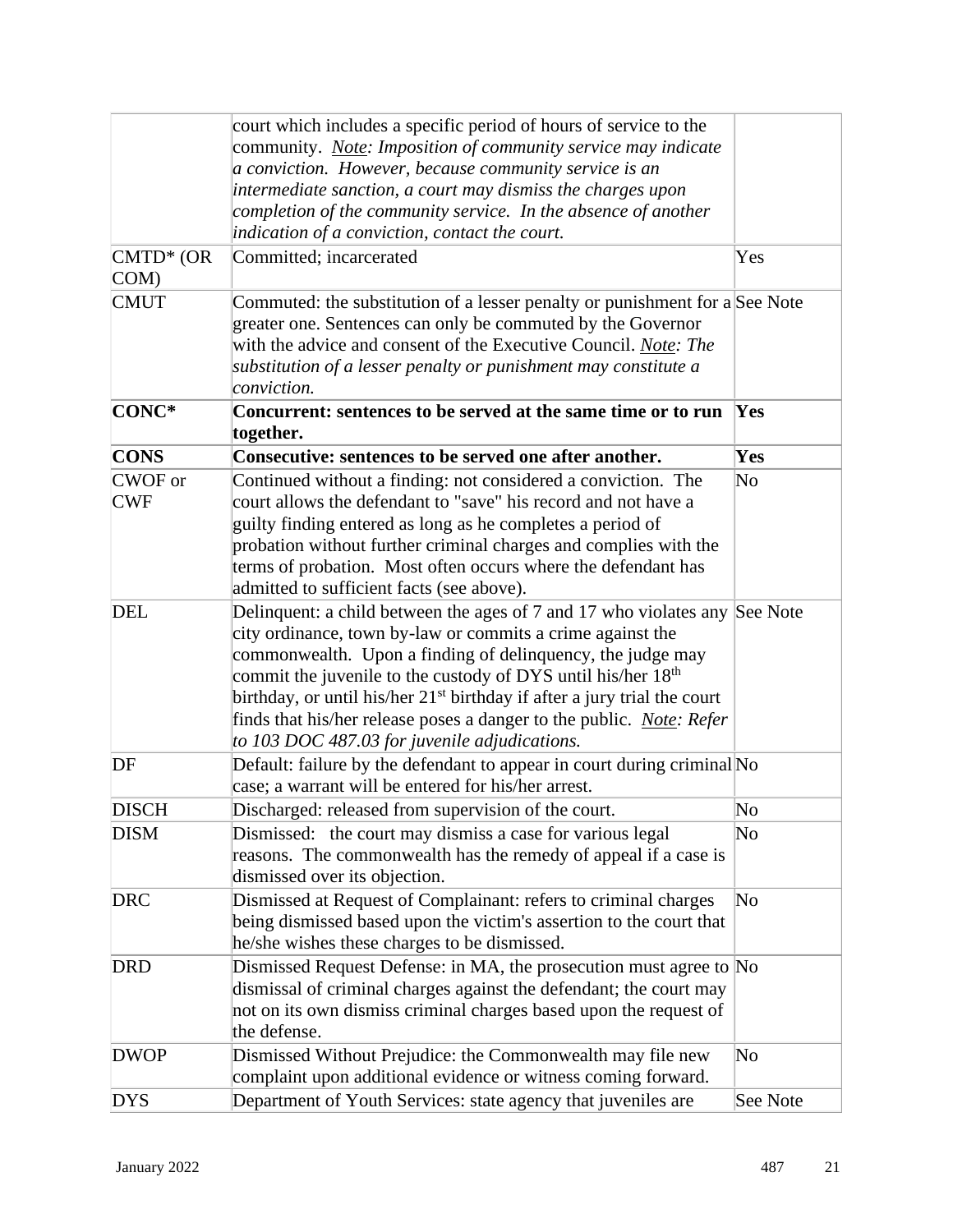| | | |
|---|---|---|
| | court which includes a specific period of hours of service to the community. *Note: Imposition of community service may indicate a conviction. However, because community service is an intermediate sanction, a court may dismiss the charges upon completion of the community service. In the absence of another indication of a conviction, contact the court.* | |
| CMTD* (OR COM) | Committed; incarcerated | Yes |
| CMUT | Commuted: the substitution of a lesser penalty or punishment for a greater one. Sentences can only be commuted by the Governor with the advice and consent of the Executive Council. *Note: The substitution of a lesser penalty or punishment may constitute a conviction.* | See Note |
| **CONC*** | **Concurrent: sentences to be served at the same time or to run together.** | **Yes** |
| **CONS** | **Consecutive: sentences to be served one after another.** | **Yes** |
| CWOF or CWF | Continued without a finding: not considered a conviction. The court allows the defendant to "save" his record and not have a guilty finding entered as long as he completes a period of probation without further criminal charges and complies with the terms of probation. Most often occurs where the defendant has admitted to sufficient facts (see above). | No |
| DEL | Delinquent: a child between the ages of 7 and 17 who violates any city ordinance, town by-law or commits a crime against the commonwealth. Upon a finding of delinquency, the judge may commit the juvenile to the custody of DYS until his/her 18th birthday, or until his/her 21st birthday if after a jury trial the court finds that his/her release poses a danger to the public. *Note: Refer to 103 DOC 487.03 for juvenile adjudications.* | See Note |
| DF | Default: failure by the defendant to appear in court during criminal case; a warrant will be entered for his/her arrest. | No |
| DISCH | Discharged: released from supervision of the court. | No |
| DISM | Dismissed: the court may dismiss a case for various legal reasons. The commonwealth has the remedy of appeal if a case is dismissed over its objection. | No |
| DRC | Dismissed at Request of Complainant: refers to criminal charges being dismissed based upon the victim's assertion to the court that he/she wishes these charges to be dismissed. | No |
| DRD | Dismissed Request Defense: in MA, the prosecution must agree to dismissal of criminal charges against the defendant; the court may not on its own dismiss criminal charges based upon the request of the defense. | No |
| DWOP | Dismissed Without Prejudice: the Commonwealth may file new complaint upon additional evidence or witness coming forward. | No |
| DYS | Department of Youth Services: state agency that juveniles are | See Note |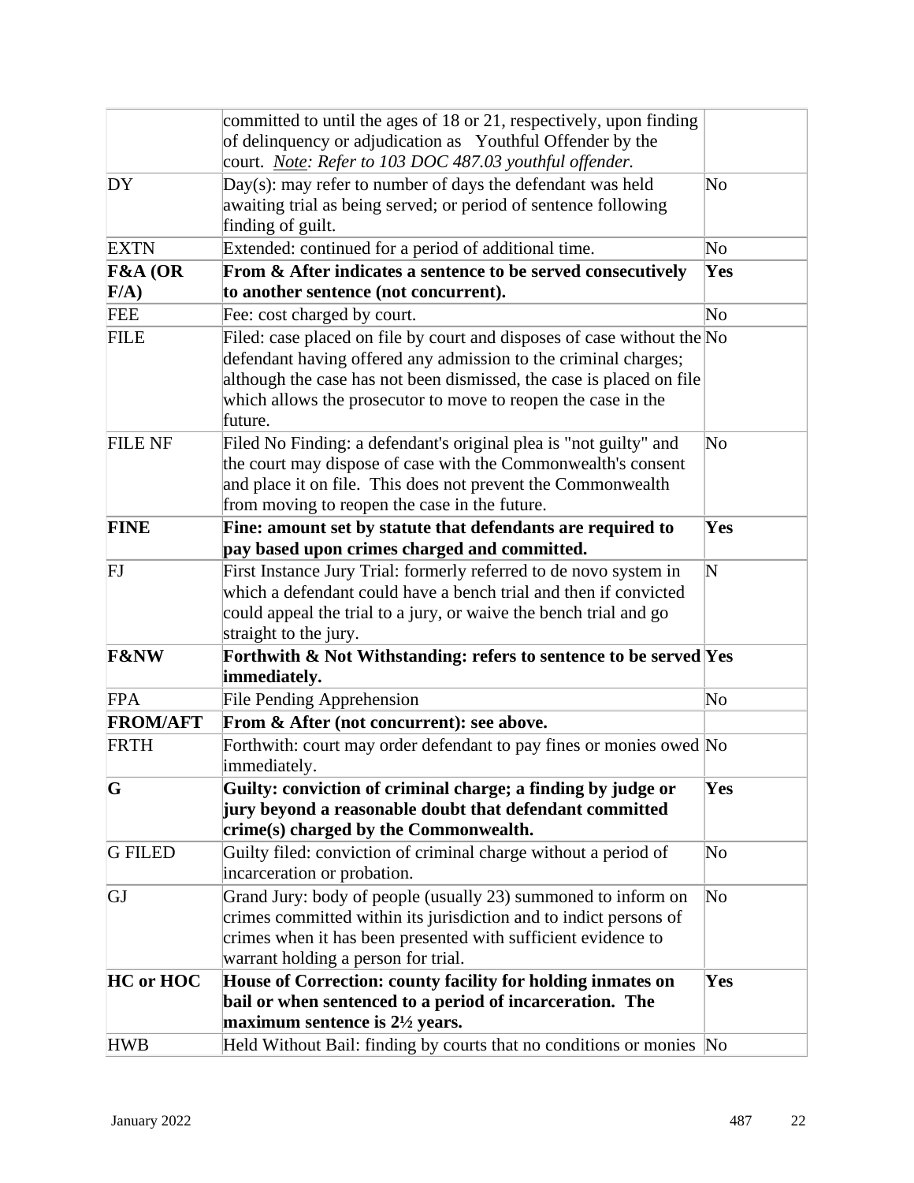| | | |
|---|---|---|
| | committed to until the ages of 18 or 21, respectively, upon finding of delinquency or adjudication as Youthful Offender by the court. *Note: Refer to 103 DOC 487.03 youthful offender.* | |
| DY | Day(s): may refer to number of days the defendant was held awaiting trial as being served; or period of sentence following finding of guilt. | No |
| EXTN | Extended: continued for a period of additional time. | No |
| **F&A (OR F/A)** | **From & After indicates a sentence to be served consecutively to another sentence (not concurrent).** | **Yes** |
| FEE | Fee: cost charged by court. | No |
| FILE | Filed: case placed on file by court and disposes of case without the defendant having offered any admission to the criminal charges; although the case has not been dismissed, the case is placed on file which allows the prosecutor to move to reopen the case in the future. | No |
| FILE NF | Filed No Finding: a defendant's original plea is "not guilty" and the court may dispose of case with the Commonwealth's consent and place it on file. This does not prevent the Commonwealth from moving to reopen the case in the future. | No |
| **FINE** | **Fine: amount set by statute that defendants are required to pay based upon crimes charged and committed.** | **Yes** |
| FJ | First Instance Jury Trial: formerly referred to de novo system in which a defendant could have a bench trial and then if convicted could appeal the trial to a jury, or waive the bench trial and go straight to the jury. | N |
| **F&NW** | **Forthwith & Not Withstanding: refers to sentence to be served immediately.** | **Yes** |
| FPA | File Pending Apprehension | No |
| **FROM/AFT** | **From & After (not concurrent): see above.** | |
| FRTH | Forthwith: court may order defendant to pay fines or monies owed immediately. | No |
| **G** | **Guilty: conviction of criminal charge; a finding by judge or jury beyond a reasonable doubt that defendant committed crime(s) charged by the Commonwealth.** | **Yes** |
| G FILED | Guilty filed: conviction of criminal charge without a period of incarceration or probation. | No |
| GJ | Grand Jury: body of people (usually 23) summoned to inform on crimes committed within its jurisdiction and to indict persons of crimes when it has been presented with sufficient evidence to warrant holding a person for trial. | No |
| **HC or HOC** | **House of Correction: county facility for holding inmates on bail or when sentenced to a period of incarceration. The maximum sentence is 2½ years.** | **Yes** |
| HWB | Held Without Bail: finding by courts that no conditions or monies | No |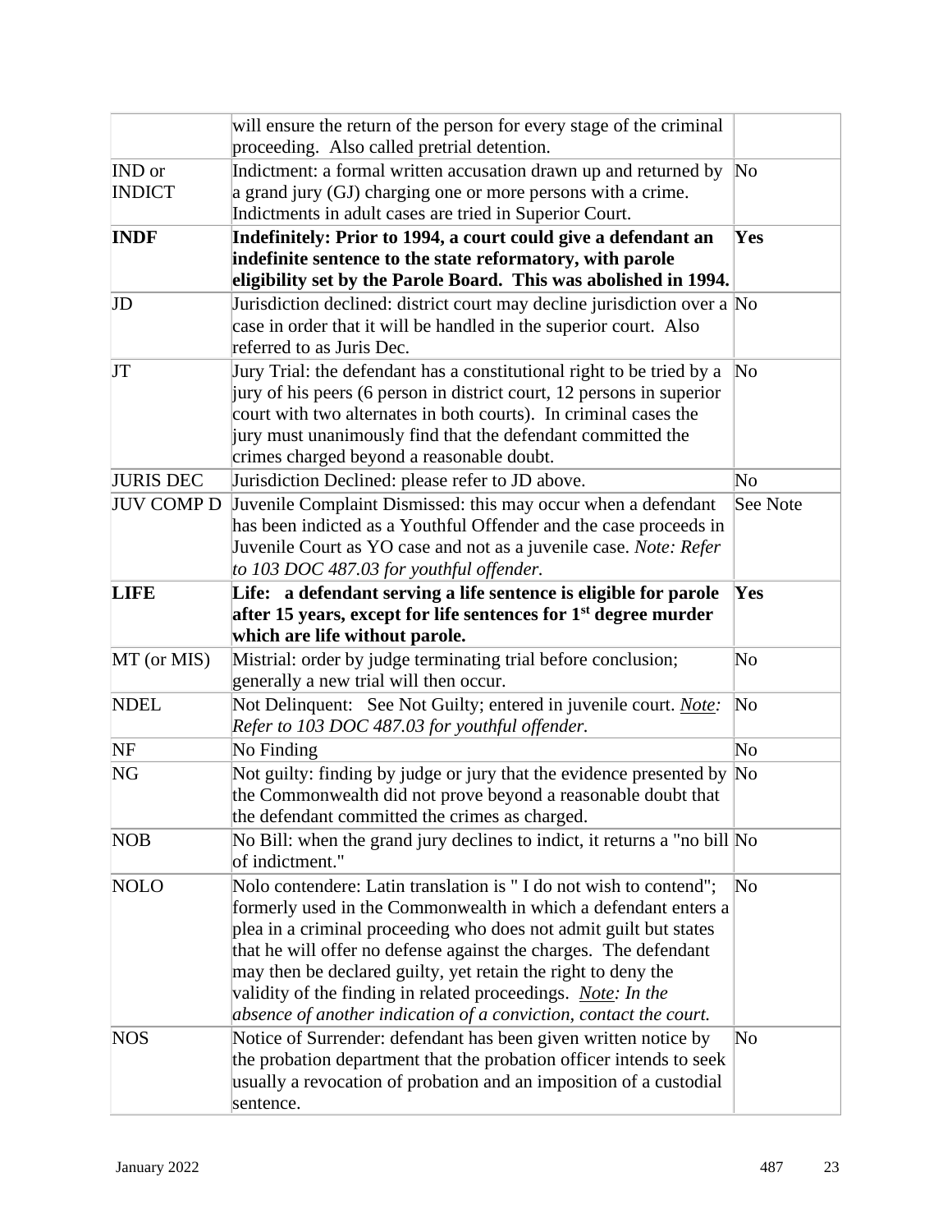| | | |
|---|---|---|
| | will ensure the return of the person for every stage of the criminal proceeding. Also called pretrial detention. | |
| IND or INDICT | Indictment: a formal written accusation drawn up and returned by a grand jury (GJ) charging one or more persons with a crime. Indictments in adult cases are tried in Superior Court. | No |
| **INDF** | **Indefinitely: Prior to 1994, a court could give a defendant an indefinite sentence to the state reformatory, with parole eligibility set by the Parole Board. This was abolished in 1994.** | **Yes** |
| JD | Jurisdiction declined: district court may decline jurisdiction over a case in order that it will be handled in the superior court. Also referred to as Juris Dec. | No |
| JT | Jury Trial: the defendant has a constitutional right to be tried by a jury of his peers (6 person in district court, 12 persons in superior court with two alternates in both courts). In criminal cases the jury must unanimously find that the defendant committed the crimes charged beyond a reasonable doubt. | No |
| JURIS DEC | Jurisdiction Declined: please refer to JD above. | No |
| JUV COMP D | Juvenile Complaint Dismissed: this may occur when a defendant has been indicted as a Youthful Offender and the case proceeds in Juvenile Court as YO case and not as a juvenile case. *Note: Refer to 103 DOC 487.03 for youthful offender.* | See Note |
| **LIFE** | **Life: a defendant serving a life sentence is eligible for parole after 15 years, except for life sentences for 1st degree murder which are life without parole.** | **Yes** |
| MT (or MIS) | Mistrial: order by judge terminating trial before conclusion; generally a new trial will then occur. | No |
| NDEL | Not Delinquent: See Not Guilty; entered in juvenile court. ***Note:*** *Refer to 103 DOC 487.03 for youthful offender.* | No |
| NF | No Finding | No |
| NG | Not guilty: finding by judge or jury that the evidence presented by the Commonwealth did not prove beyond a reasonable doubt that the defendant committed the crimes as charged. | No |
| NOB | No Bill: when the grand jury declines to indict, it returns a "no bill of indictment." | No |
| NOLO | Nolo contendere: Latin translation is " I do not wish to contend"; formerly used in the Commonwealth in which a defendant enters a plea in a criminal proceeding who does not admit guilt but states that he will offer no defense against the charges. The defendant may then be declared guilty, yet retain the right to deny the validity of the finding in related proceedings. ***Note:*** *In the absence of another indication of a conviction, contact the court.* | No |
| NOS | Notice of Surrender: defendant has been given written notice by the probation department that the probation officer intends to seek usually a revocation of probation and an imposition of a custodial sentence. | No |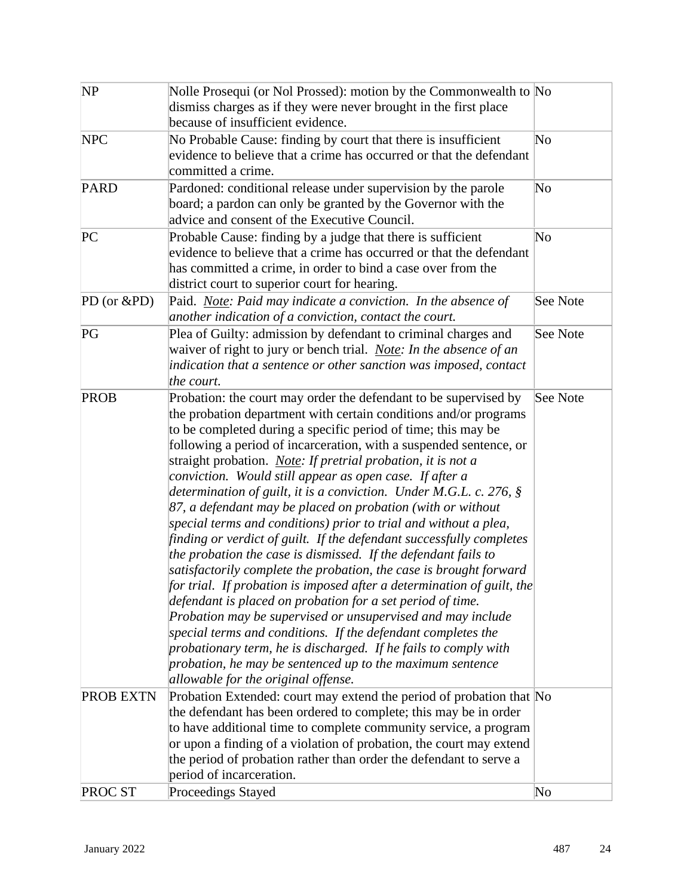| | | |
|---|---|---|
| NP | Nolle Prosequi (or Nol Prossed): motion by the Commonwealth to dismiss charges as if they were never brought in the first place because of insufficient evidence. | No |
| NPC | No Probable Cause: finding by court that there is insufficient evidence to believe that a crime has occurred or that the defendant committed a crime. | No |
| PARD | Pardoned: conditional release under supervision by the parole board; a pardon can only be granted by the Governor with the advice and consent of the Executive Council. | No |
| PC | Probable Cause: finding by a judge that there is sufficient evidence to believe that a crime has occurred or that the defendant has committed a crime, in order to bind a case over from the district court to superior court for hearing. | No |
| PD (or &PD) | Paid. *<u>Note</u>: Paid may indicate a conviction. In the absence of another indication of a conviction, contact the court.* | See Note |
| PG | Plea of Guilty: admission by defendant to criminal charges and waiver of right to jury or bench trial. *<u>Note</u>: In the absence of an indication that a sentence or other sanction was imposed, contact the court.* | See Note |
| PROB | Probation: the court may order the defendant to be supervised by the probation department with certain conditions and/or programs to be completed during a specific period of time; this may be following a period of incarceration, with a suspended sentence, or straight probation. *<u>Note</u>: If pretrial probation, it is not a conviction. Would still appear as open case. If after a determination of guilt, it is a conviction. Under M.G.L. c. 276, § 87, a defendant may be placed on probation (with or without special terms and conditions) prior to trial and without a plea, finding or verdict of guilt. If the defendant successfully completes the probation the case is dismissed. If the defendant fails to satisfactorily complete the probation, the case is brought forward for trial. If probation is imposed after a determination of guilt, the defendant is placed on probation for a set period of time. Probation may be supervised or unsupervised and may include special terms and conditions. If the defendant completes the probationary term, he is discharged. If he fails to comply with probation, he may be sentenced up to the maximum sentence allowable for the original offense.* | See Note |
| PROB EXTN | Probation Extended: court may extend the period of probation that the defendant has been ordered to complete; this may be in order to have additional time to complete community service, a program or upon a finding of a violation of probation, the court may extend the period of probation rather than order the defendant to serve a period of incarceration. | No |
| PROC ST | Proceedings Stayed | No |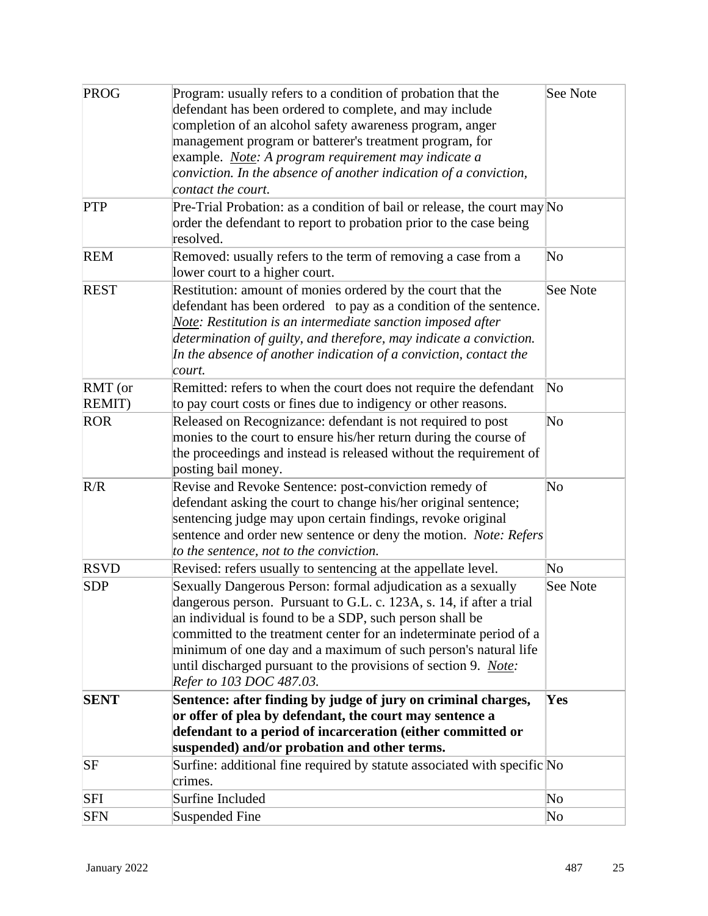| | | |
|---|---|---|
| PROG | Program: usually refers to a condition of probation that the defendant has been ordered to complete, and may include completion of an alcohol safety awareness program, anger management program or batterer's treatment program, for example. *Note: A program requirement may indicate a conviction. In the absence of another indication of a conviction, contact the court.* | See Note |
| PTP | Pre-Trial Probation: as a condition of bail or release, the court may order the defendant to report to probation prior to the case being resolved. | No |
| REM | Removed: usually refers to the term of removing a case from a lower court to a higher court. | No |
| REST | Restitution: amount of monies ordered by the court that the defendant has been ordered to pay as a condition of the sentence. *Note: Restitution is an intermediate sanction imposed after determination of guilty, and therefore, may indicate a conviction. In the absence of another indication of a conviction, contact the court.* | See Note |
| RMT (or REMIT) | Remitted: refers to when the court does not require the defendant to pay court costs or fines due to indigency or other reasons. | No |
| ROR | Released on Recognizance: defendant is not required to post monies to the court to ensure his/her return during the course of the proceedings and instead is released without the requirement of posting bail money. | No |
| R/R | Revise and Revoke Sentence: post-conviction remedy of defendant asking the court to change his/her original sentence; sentencing judge may upon certain findings, revoke original sentence and order new sentence or deny the motion. *Note: Refers to the sentence, not to the conviction.* | No |
| RSVD | Revised: refers usually to sentencing at the appellate level. | No |
| SDP | Sexually Dangerous Person: formal adjudication as a sexually dangerous person. Pursuant to G.L. c. 123A, s. 14, if after a trial an individual is found to be a SDP, such person shall be committed to the treatment center for an indeterminate period of a minimum of one day and a maximum of such person's natural life until discharged pursuant to the provisions of section 9. *Note: Refer to 103 DOC 487.03.* | See Note |
| **SENT** | **Sentence: after finding by judge of jury on criminal charges, or offer of plea by defendant, the court may sentence a defendant to a period of incarceration (either committed or suspended) and/or probation and other terms.** | **Yes** |
| SF | Surfine: additional fine required by statute associated with specific crimes. | No |
| SFI | Surfine Included | No |
| SFN | Suspended Fine | No |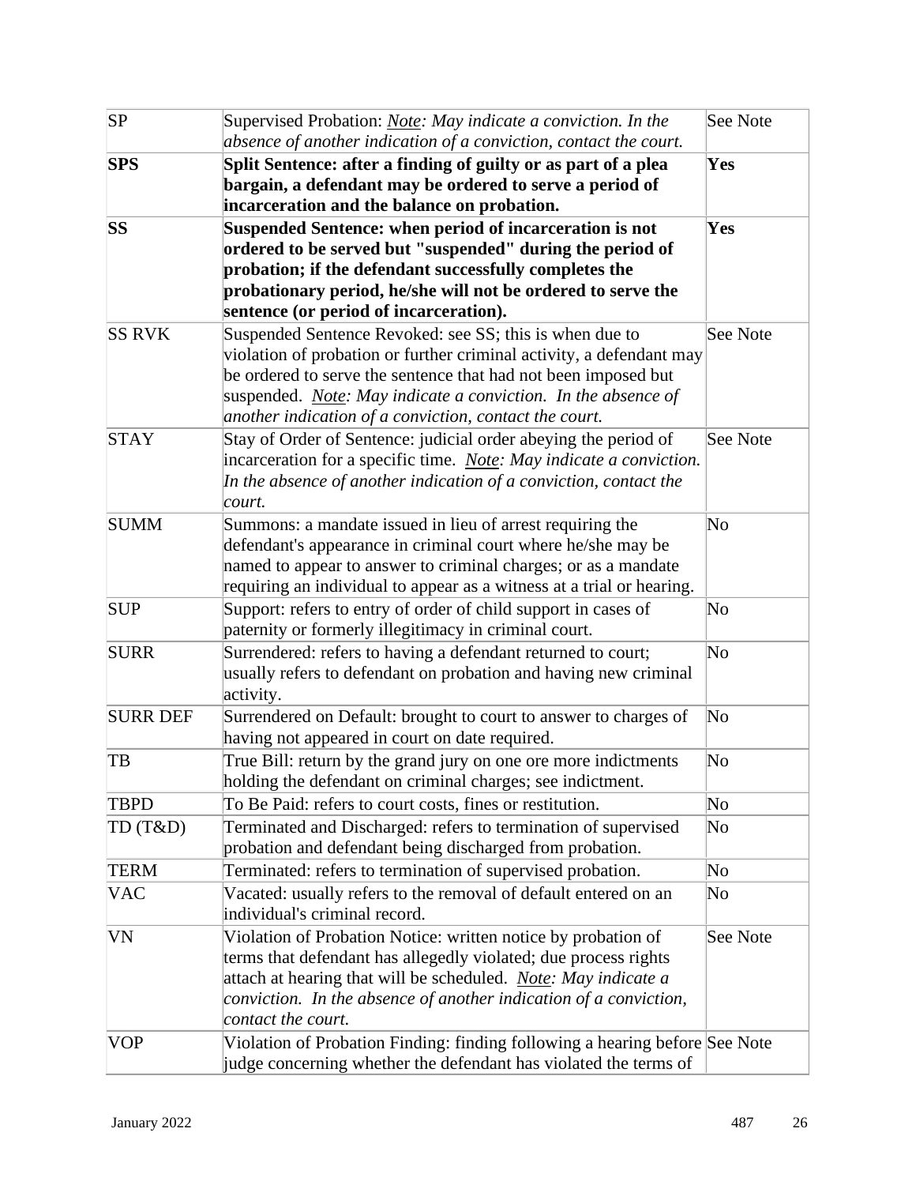| SP | Supervised Probation: *__Note__: May indicate a conviction. In the absence of another indication of a conviction, contact the court.* | See Note |
|---|---|---|
| **SPS** | **Split Sentence: after a finding of guilty or as part of a plea bargain, a defendant may be ordered to serve a period of incarceration and the balance on probation.** | **Yes** |
| **SS** | **Suspended Sentence: when period of incarceration is not ordered to be served but "suspended" during the period of probation; if the defendant successfully completes the probationary period, he/she will not be ordered to serve the sentence (or period of incarceration).** | **Yes** |
| SS RVK | Suspended Sentence Revoked: see SS; this is when due to violation of probation or further criminal activity, a defendant may be ordered to serve the sentence that had not been imposed but suspended. *__Note__: May indicate a conviction. In the absence of another indication of a conviction, contact the court.* | See Note |
| STAY | Stay of Order of Sentence: judicial order abeying the period of incarceration for a specific time. *__Note__: May indicate a conviction. In the absence of another indication of a conviction, contact the court.* | See Note |
| SUMM | Summons: a mandate issued in lieu of arrest requiring the defendant's appearance in criminal court where he/she may be named to appear to answer to criminal charges; or as a mandate requiring an individual to appear as a witness at a trial or hearing. | No |
| SUP | Support: refers to entry of order of child support in cases of paternity or formerly illegitimacy in criminal court. | No |
| SURR | Surrendered: refers to having a defendant returned to court; usually refers to defendant on probation and having new criminal activity. | No |
| SURR DEF | Surrendered on Default: brought to court to answer to charges of having not appeared in court on date required. | No |
| TB | True Bill: return by the grand jury on one ore more indictments holding the defendant on criminal charges; see indictment. | No |
| TBPD | To Be Paid: refers to court costs, fines or restitution. | No |
| TD (T&D) | Terminated and Discharged: refers to termination of supervised probation and defendant being discharged from probation. | No |
| TERM | Terminated: refers to termination of supervised probation. | No |
| VAC | Vacated: usually refers to the removal of default entered on an individual's criminal record. | No |
| VN | Violation of Probation Notice: written notice by probation of terms that defendant has allegedly violated; due process rights attach at hearing that will be scheduled. *__Note__: May indicate a conviction. In the absence of another indication of a conviction, contact the court.* | See Note |
| VOP | Violation of Probation Finding: finding following a hearing before judge concerning whether the defendant has violated the terms of | See Note |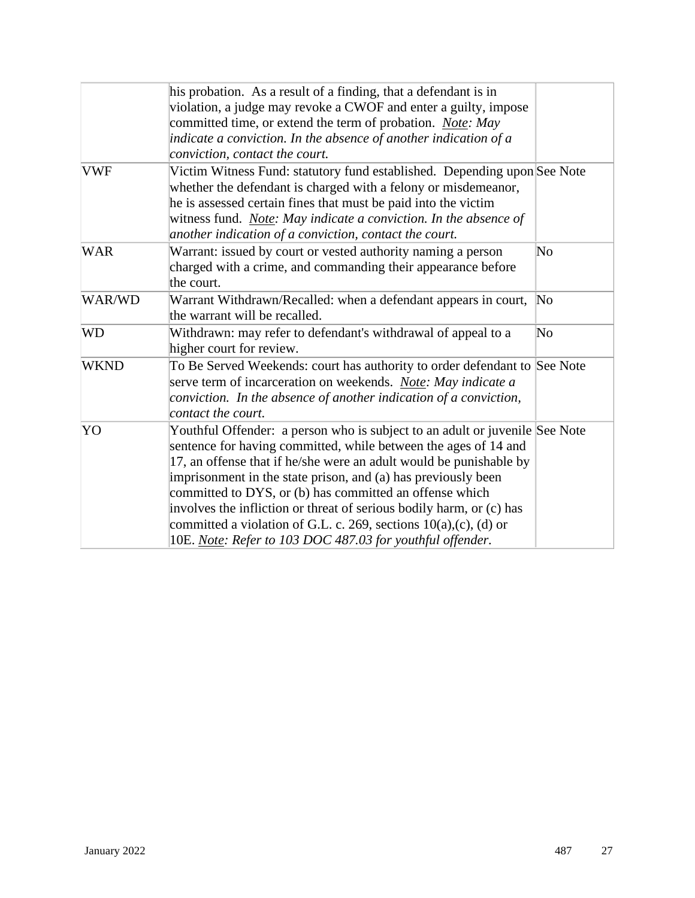| | | |
|---|---|---|
| | his probation. As a result of a finding, that a defendant is in violation, a judge may revoke a CWOF and enter a guilty, impose committed time, or extend the term of probation. *<u>Note</u>: May indicate a conviction. In the absence of another indication of a conviction, contact the court.* | |
| VWF | Victim Witness Fund: statutory fund established. Depending upon whether the defendant is charged with a felony or misdemeanor, he is assessed certain fines that must be paid into the victim witness fund. *<u>Note</u>: May indicate a conviction. In the absence of another indication of a conviction, contact the court.* | See Note |
| WAR | Warrant: issued by court or vested authority naming a person charged with a crime, and commanding their appearance before the court. | No |
| WAR/WD | Warrant Withdrawn/Recalled: when a defendant appears in court, the warrant will be recalled. | No |
| WD | Withdrawn: may refer to defendant's withdrawal of appeal to a higher court for review. | No |
| WKND | To Be Served Weekends: court has authority to order defendant to serve term of incarceration on weekends. *<u>Note</u>: May indicate a conviction. In the absence of another indication of a conviction, contact the court.* | See Note |
| YO | Youthful Offender: a person who is subject to an adult or juvenile sentence for having committed, while between the ages of 14 and 17, an offense that if he/she were an adult would be punishable by imprisonment in the state prison, and (a) has previously been committed to DYS, or (b) has committed an offense which involves the infliction or threat of serious bodily harm, or (c) has committed a violation of G.L. c. 269, sections 10(a),(c), (d) or 10E. *<u>Note</u>: Refer to 103 DOC 487.03 for youthful offender.* | See Note |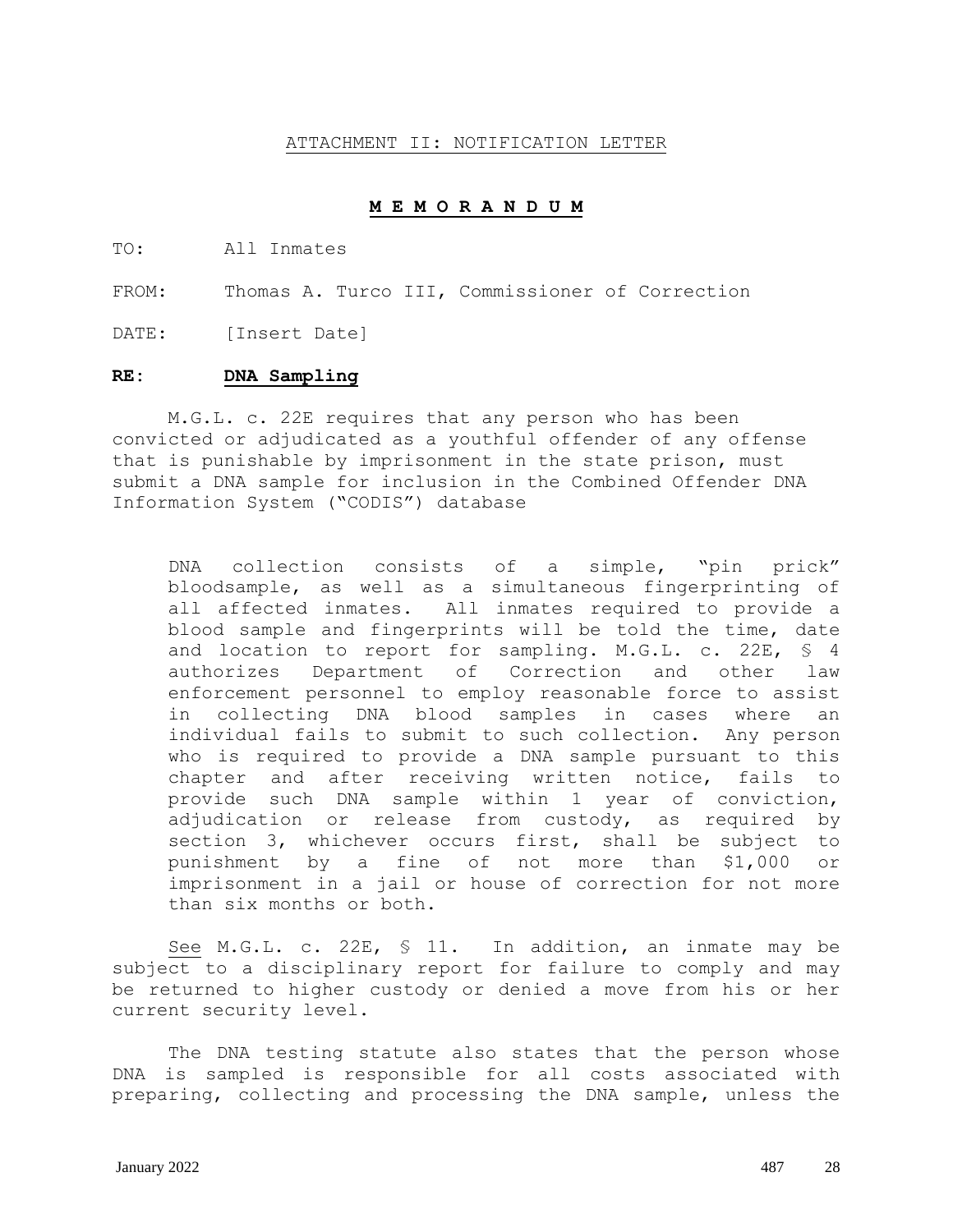ATTACHMENT II: NOTIFICATION LETTER

**M E M O R A N D U M**

TO: All Inmates

FROM: Thomas A. Turco III, Commissioner of Correction

DATE: [Insert Date]

**RE: DNA Sampling**

M.G.L. c. 22E requires that any person who has been convicted or adjudicated as a youthful offender of any offense that is punishable by imprisonment in the state prison, must submit a DNA sample for inclusion in the Combined Offender DNA Information System ("CODIS") database

> DNA collection consists of a simple, "pin prick" bloodsample, as well as a simultaneous fingerprinting of all affected inmates. All inmates required to provide a blood sample and fingerprints will be told the time, date and location to report for sampling. M.G.L. c. 22E, § 4 authorizes Department of Correction and other law enforcement personnel to employ reasonable force to assist in collecting DNA blood samples in cases where an individual fails to submit to such collection. Any person who is required to provide a DNA sample pursuant to this chapter and after receiving written notice, fails to provide such DNA sample within 1 year of conviction, adjudication or release from custody, as required by section 3, whichever occurs first, shall be subject to punishment by a fine of not more than $1,000 or imprisonment in a jail or house of correction for not more than six months or both.

See M.G.L. c. 22E, § 11. In addition, an inmate may be subject to a disciplinary report for failure to comply and may be returned to higher custody or denied a move from his or her current security level.

The DNA testing statute also states that the person whose DNA is sampled is responsible for all costs associated with preparing, collecting and processing the DNA sample, unless the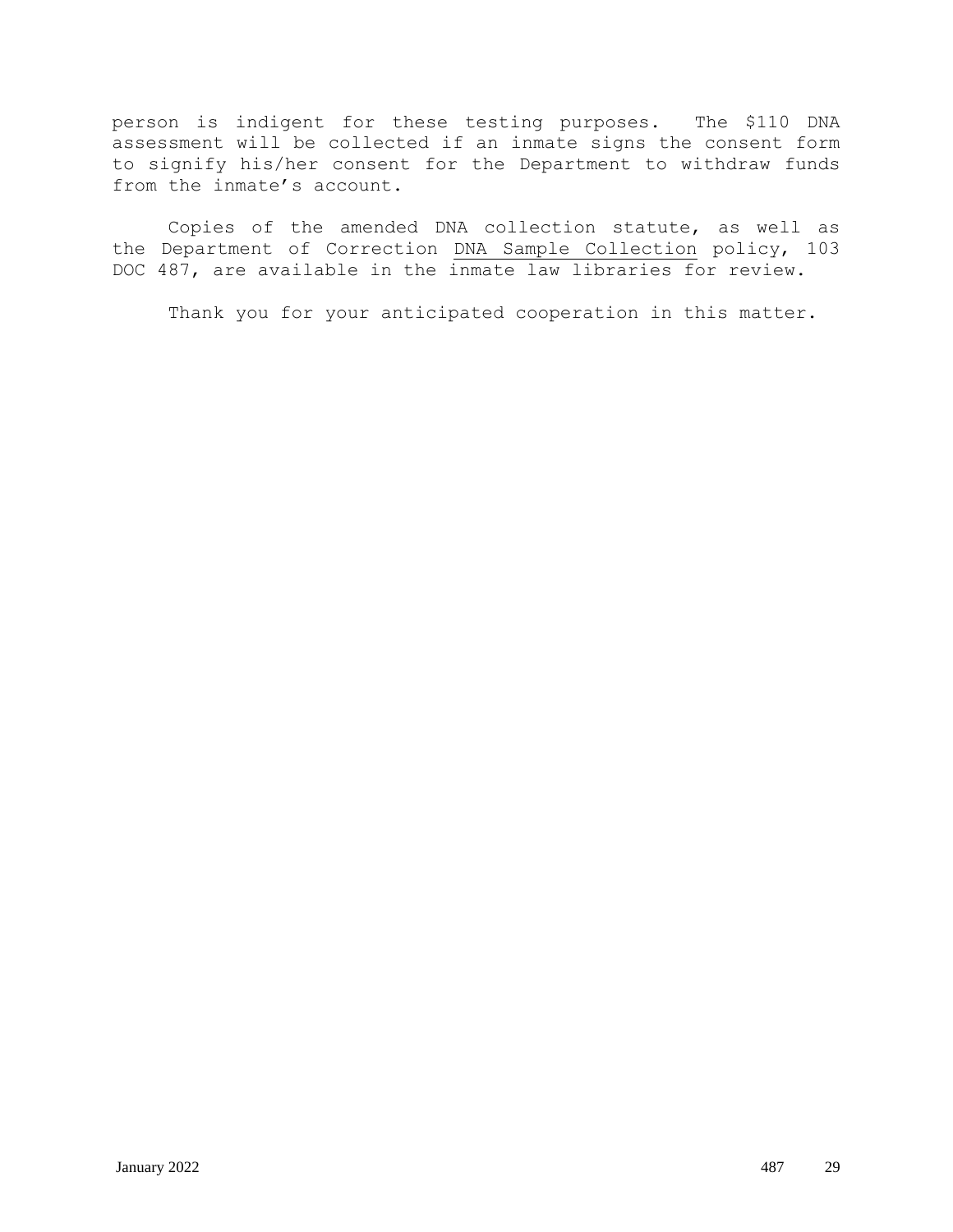person is indigent for these testing purposes. The $110 DNA assessment will be collected if an inmate signs the consent form to signify his/her consent for the Department to withdraw funds from the inmate's account.

Copies of the amended DNA collection statute, as well as the Department of Correction DNA Sample Collection policy, 103 DOC 487, are available in the inmate law libraries for review.

Thank you for your anticipated cooperation in this matter.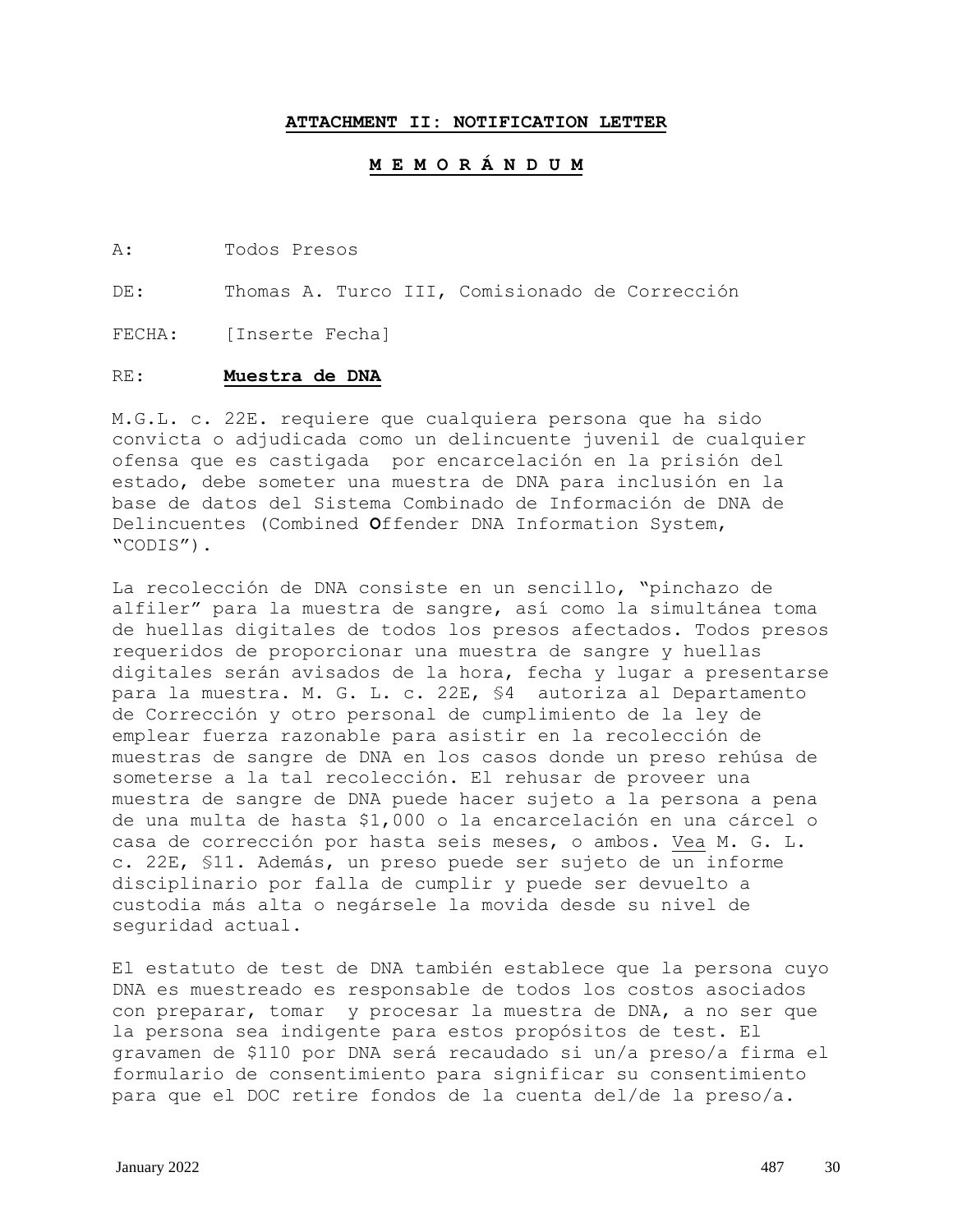**ATTACHMENT II: NOTIFICATION LETTER**

**M E M O R Á N D U M**

A: Todos Presos

DE: Thomas A. Turco III, Comisionado de Corrección

FECHA: [Inserte Fecha]

RE: **Muestra de DNA**

M.G.L. c. 22E. requiere que cualquiera persona que ha sido convicta o adjudicada como un delincuente juvenil de cualquier ofensa que es castigada por encarcelación en la prisión del estado, debe someter una muestra de DNA para inclusión en la base de datos del Sistema Combinado de Información de DNA de Delincuentes (Combined **O**ffender DNA Information System, "CODIS").

La recolección de DNA consiste en un sencillo, "pinchazo de alfiler" para la muestra de sangre, así como la simultánea toma de huellas digitales de todos los presos afectados. Todos presos requeridos de proporcionar una muestra de sangre y huellas digitales serán avisados de la hora, fecha y lugar a presentarse para la muestra. M. G. L. c. 22E, §4 autoriza al Departamento de Corrección y otro personal de cumplimiento de la ley de emplear fuerza razonable para asistir en la recolección de muestras de sangre de DNA en los casos donde un preso rehúsa de someterse a la tal recolección. El rehusar de proveer una muestra de sangre de DNA puede hacer sujeto a la persona a pena de una multa de hasta $1,000 o la encarcelación en una cárcel o casa de corrección por hasta seis meses, o ambos. Vea M. G. L. c. 22E, §11. Además, un preso puede ser sujeto de un informe disciplinario por falla de cumplir y puede ser devuelto a custodia más alta o negársele la movida desde su nivel de seguridad actual.

El estatuto de test de DNA también establece que la persona cuyo DNA es muestreado es responsable de todos los costos asociados con preparar, tomar y procesar la muestra de DNA, a no ser que la persona sea indigente para estos propósitos de test. El gravamen de $110 por DNA será recaudado si un/a preso/a firma el formulario de consentimiento para significar su consentimiento para que el DOC retire fondos de la cuenta del/de la preso/a.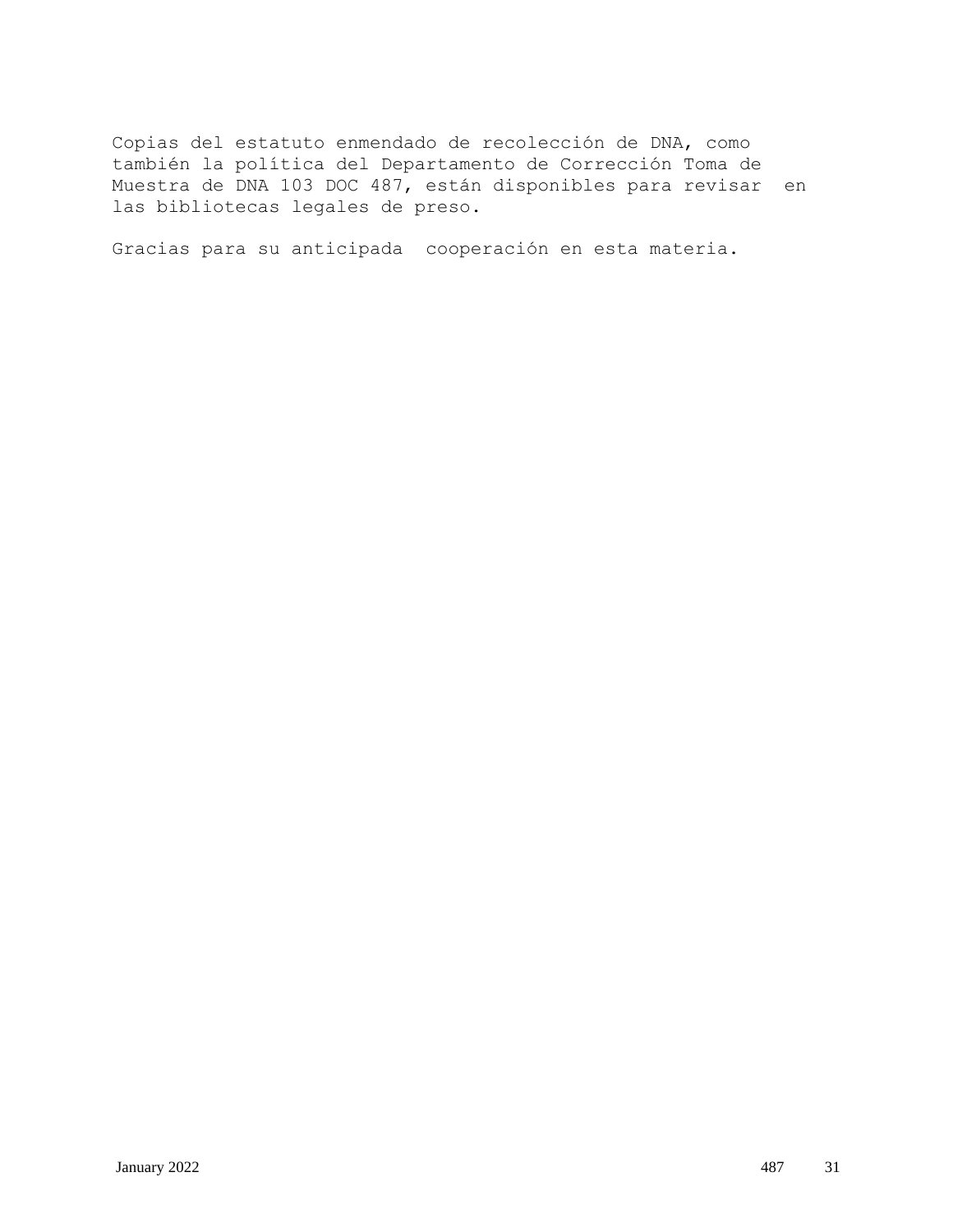Copias del estatuto enmendado de recolección de DNA, como también la política del Departamento de Corrección Toma de Muestra de DNA 103 DOC 487, están disponibles para revisar en las bibliotecas legales de preso.

Gracias para su anticipada cooperación en esta materia.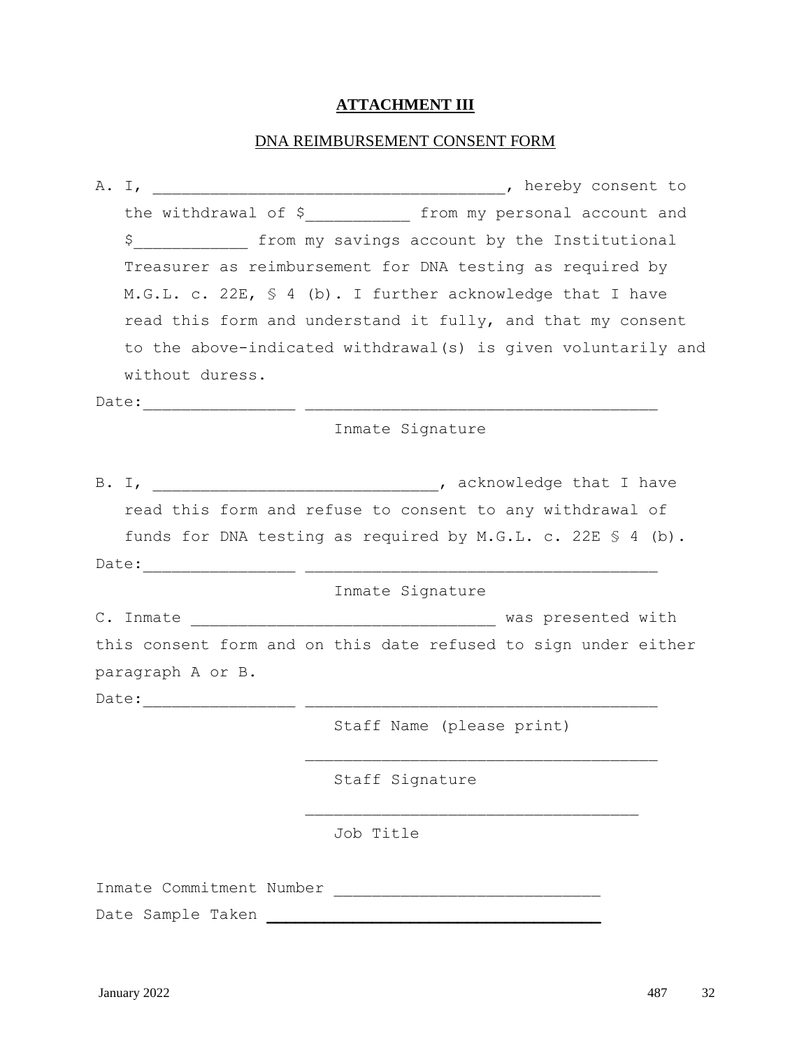**ATTACHMENT III**

DNA REIMBURSEMENT CONSENT FORM

A. I, ____________________________________, hereby consent to the withdrawal of $___________ from my personal account and $____________ from my savings account by the Institutional Treasurer as reimbursement for DNA testing as required by M.G.L. c. 22E, § 4 (b). I further acknowledge that I have read this form and understand it fully, and that my consent to the above-indicated withdrawal(s) is given voluntarily and without duress.

Date:________________ ____________________________________

Inmate Signature

B. I, ______________________________, acknowledge that I have read this form and refuse to consent to any withdrawal of funds for DNA testing as required by M.G.L. c. 22E § 4 (b).

Date:________________ ____________________________________

Inmate Signature

C. Inmate ________________________________ was presented with this consent form and on this date refused to sign under either paragraph A or B.

Date:________________ ____________________________________

Staff Name (please print)

____________________________________

Staff Signature

__________________________________

Job Title

Inmate Commitment Number ____________________________

Date Sample Taken ___________________________________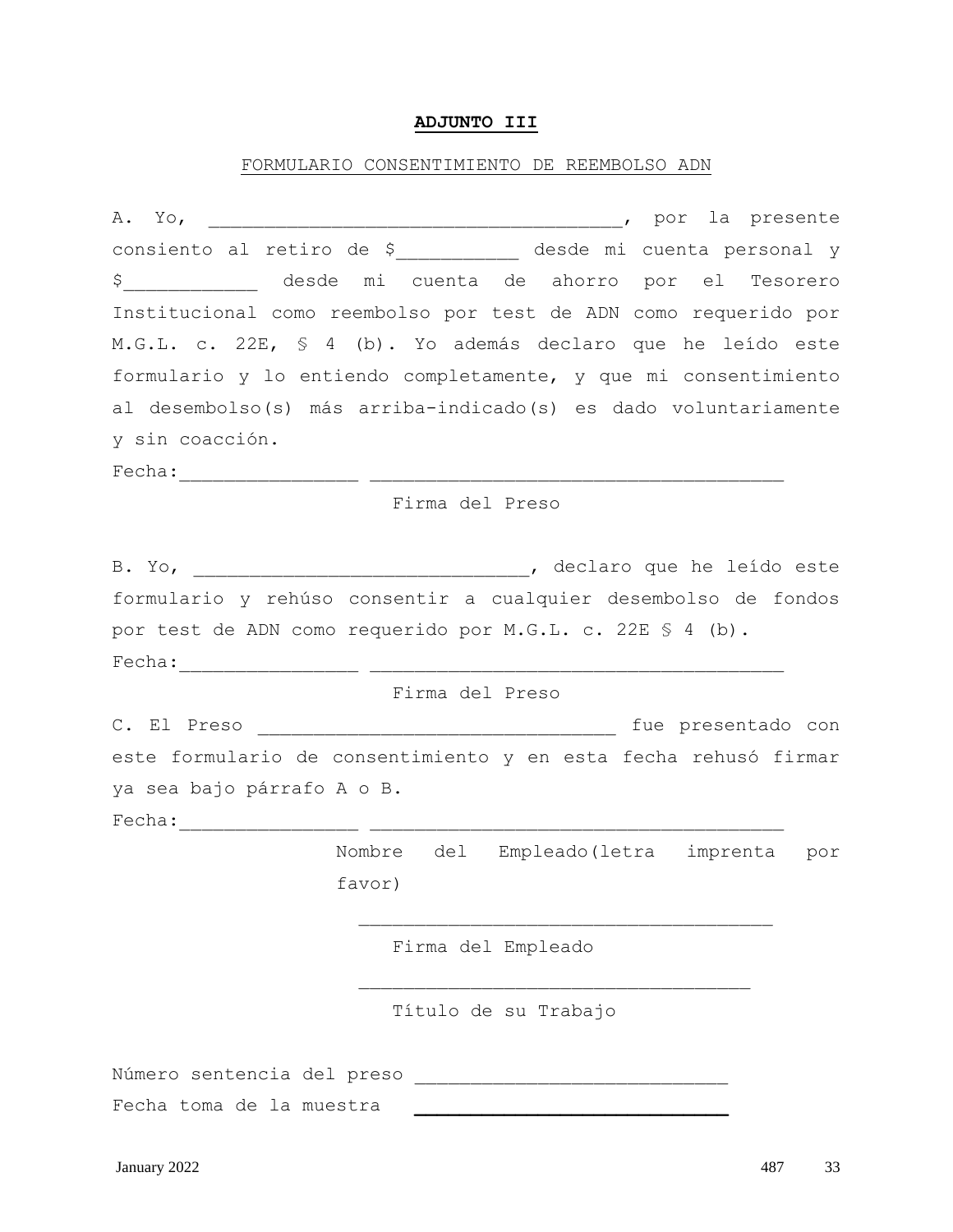**ADJUNTO III**

FORMULARIO CONSENTIMIENTO DE REEMBOLSO ADN

A. Yo, _____________________________________, por la presente consiento al retiro de $___________ desde mi cuenta personal y $____________ desde mi cuenta de ahorro por el Tesorero Institucional como reembolso por test de ADN como requerido por M.G.L. c. 22E, § 4 (b). Yo además declaro que he leído este formulario y lo entiendo completamente, y que mi consentimiento al desembolso(s) más arriba-indicado(s) es dado voluntariamente y sin coacción.

Fecha:________________ _____________________________________

Firma del Preso

B. Yo, ______________________________, declaro que he leído este formulario y rehúso consentir a cualquier desembolso de fondos por test de ADN como requerido por M.G.L. c. 22E § 4 (b).

Fecha:________________ _____________________________________

Firma del Preso

C. El Preso ________________________________ fue presentado con este formulario de consentimiento y en esta fecha rehusó firmar ya sea bajo párrafo A o B.

Fecha:________________ _____________________________________

Nombre del Empleado(letra imprenta por favor)

_____________________________________

Firma del Empleado

___________________________________

Título de su Trabajo

Número sentencia del preso ____________________________

Fecha toma de la muestra ____________________________